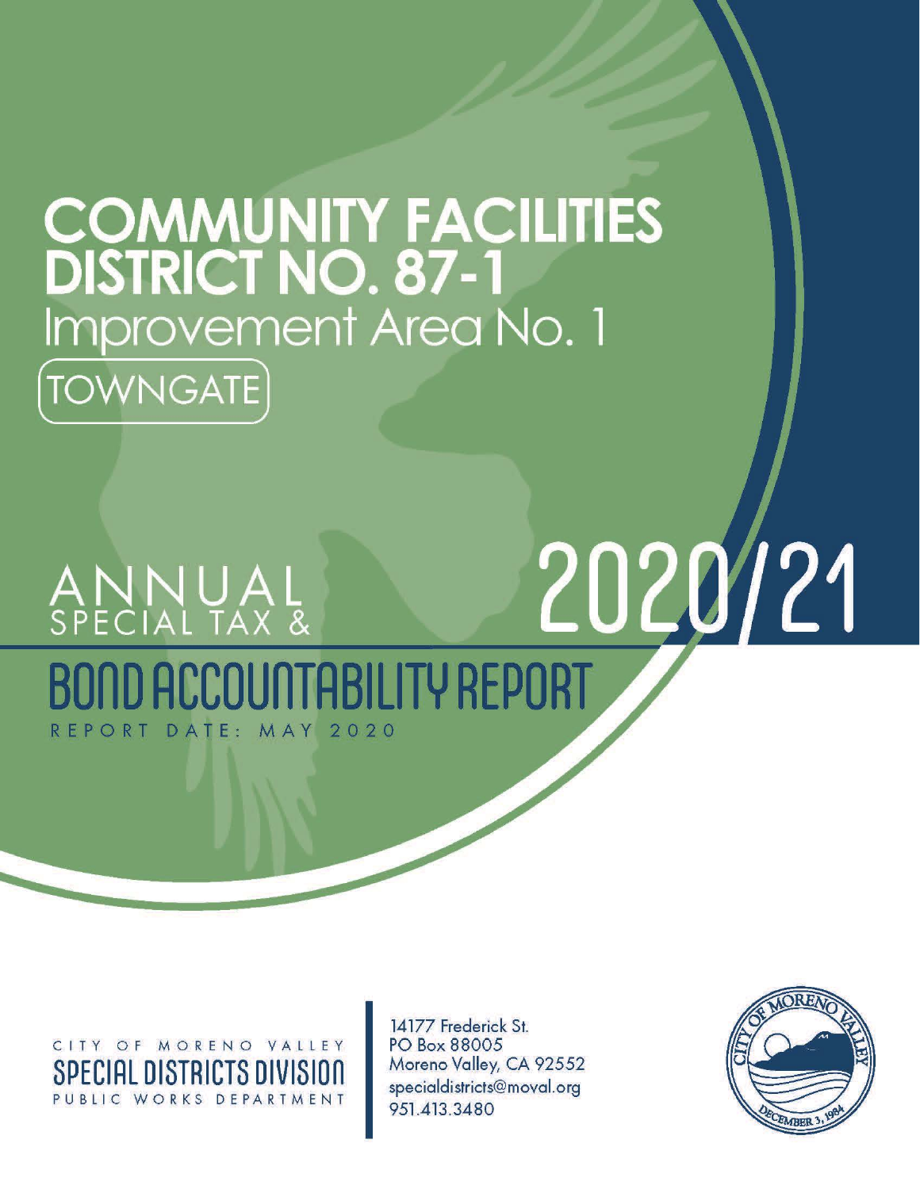# COMMUNITY FACILITIES DISTRICT NO. 87-1

## Improvement Area No. 1

TOWNGATE

ANNUAL SPECIAL TAX &

# BOND ACCOUNTABILITY REPORT

# 2020/21

REPORT DATE: MAY 2020

CITY OF MORENO VALLEY
SPECIAL DISTRICTS DIVISION
PUBLIC WORKS DEPARTMENT

14177 Frederick St.
PO Box 88005
Moreno Valley, CA 92552
specialdistricts@moval.org
951.413.3480

CITY OF MORENO VALLEY
DECEMBER 3, 1984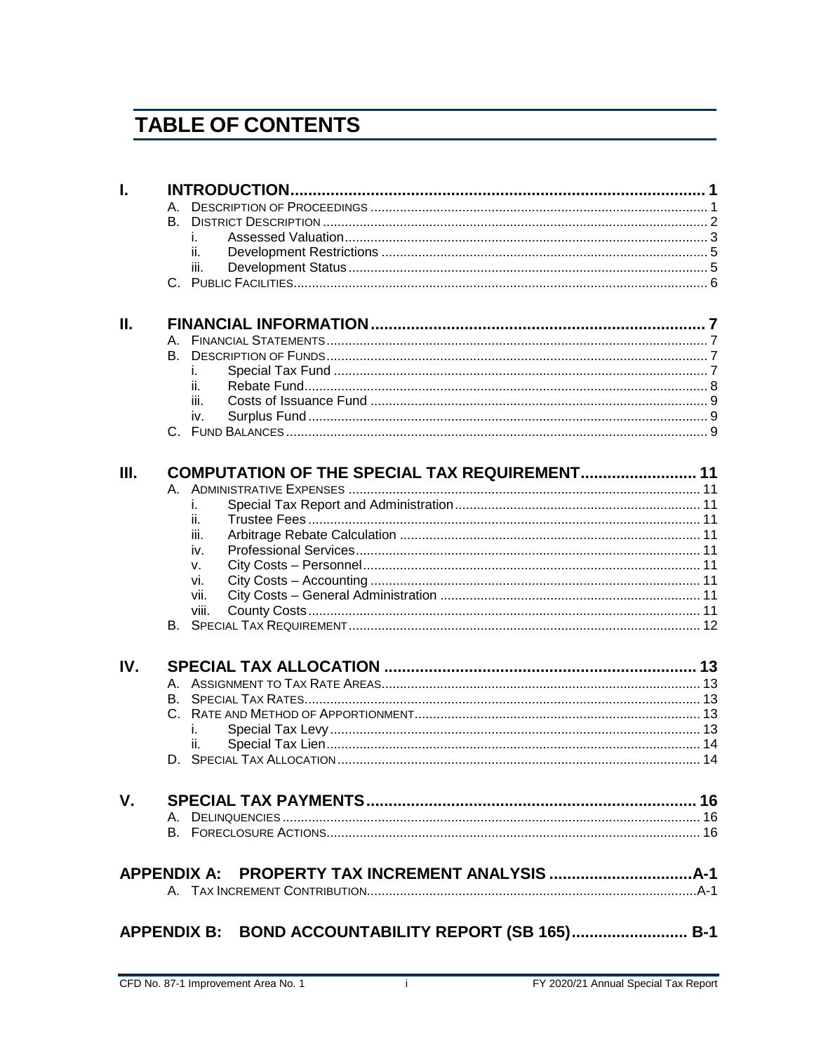# TABLE OF CONTENTS

**I. INTRODUCTION** ..... 1
- A. Description of Proceedings ..... 1
- B. District Description ..... 2
  - i. Assessed Valuation ..... 3
  - ii. Development Restrictions ..... 5
  - iii. Development Status ..... 5
- C. Public Facilities ..... 6

**II. FINANCIAL INFORMATION** ..... 7
- A. Financial Statements ..... 7
- B. Description of Funds ..... 7
  - i. Special Tax Fund ..... 7
  - ii. Rebate Fund ..... 8
  - iii. Costs of Issuance Fund ..... 9
  - iv. Surplus Fund ..... 9
- C. Fund Balances ..... 9

**III. COMPUTATION OF THE SPECIAL TAX REQUIREMENT** ..... 11
- A. Administrative Expenses ..... 11
  - i. Special Tax Report and Administration ..... 11
  - ii. Trustee Fees ..... 11
  - iii. Arbitrage Rebate Calculation ..... 11
  - iv. Professional Services ..... 11
  - v. City Costs – Personnel ..... 11
  - vi. City Costs – Accounting ..... 11
  - vii. City Costs – General Administration ..... 11
  - viii. County Costs ..... 11
- B. Special Tax Requirement ..... 12

**IV. SPECIAL TAX ALLOCATION** ..... 13
- A. Assignment to Tax Rate Areas ..... 13
- B. Special Tax Rates ..... 13
- C. Rate and Method of Apportionment ..... 13
  - i. Special Tax Levy ..... 13
  - ii. Special Tax Lien ..... 14
- D. Special Tax Allocation ..... 14

**V. SPECIAL TAX PAYMENTS** ..... 16
- A. Delinquencies ..... 16
- B. Foreclosure Actions ..... 16

**APPENDIX A: PROPERTY TAX INCREMENT ANALYSIS** ..... A-1
- A. Tax Increment Contribution ..... A-1

**APPENDIX B: BOND ACCOUNTABILITY REPORT (SB 165)** ..... B-1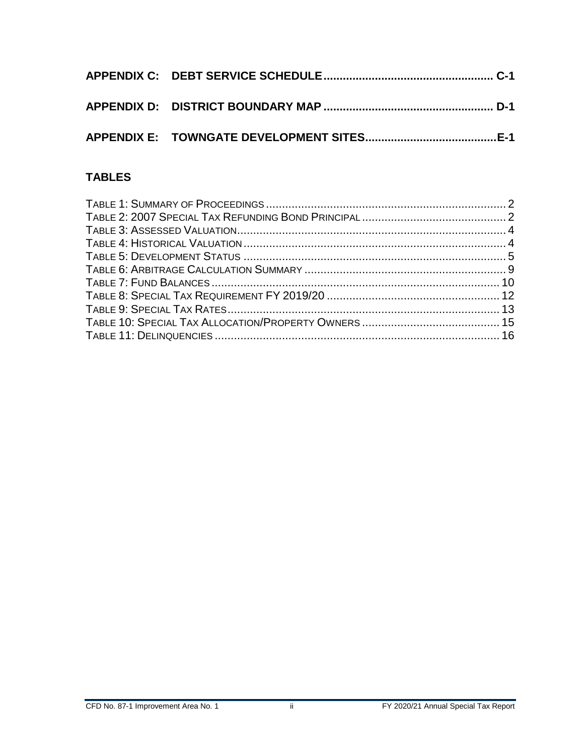**APPENDIX C: DEBT SERVICE SCHEDULE .................................................... C-1**

**APPENDIX D: DISTRICT BOUNDARY MAP .................................................... D-1**

**APPENDIX E: TOWNGATE DEVELOPMENT SITES.........................................E-1**

## TABLES

TABLE 1: SUMMARY OF PROCEEDINGS .......................................................................... 2
TABLE 2: 2007 SPECIAL TAX REFUNDING BOND PRINCIPAL ............................................ 2
TABLE 3: ASSESSED VALUATION.................................................................................... 4
TABLE 4: HISTORICAL VALUATION ................................................................................. 4
TABLE 5: DEVELOPMENT STATUS .................................................................................. 5
TABLE 6: ARBITRAGE CALCULATION SUMMARY .............................................................. 9
TABLE 7: FUND BALANCES ......................................................................................... 10
TABLE 8: SPECIAL TAX REQUIREMENT FY 2019/20 ..................................................... 12
TABLE 9: SPECIAL TAX RATES.................................................................................... 13
TABLE 10: SPECIAL TAX ALLOCATION/PROPERTY OWNERS ........................................... 15
TABLE 11: DELINQUENCIES ........................................................................................ 16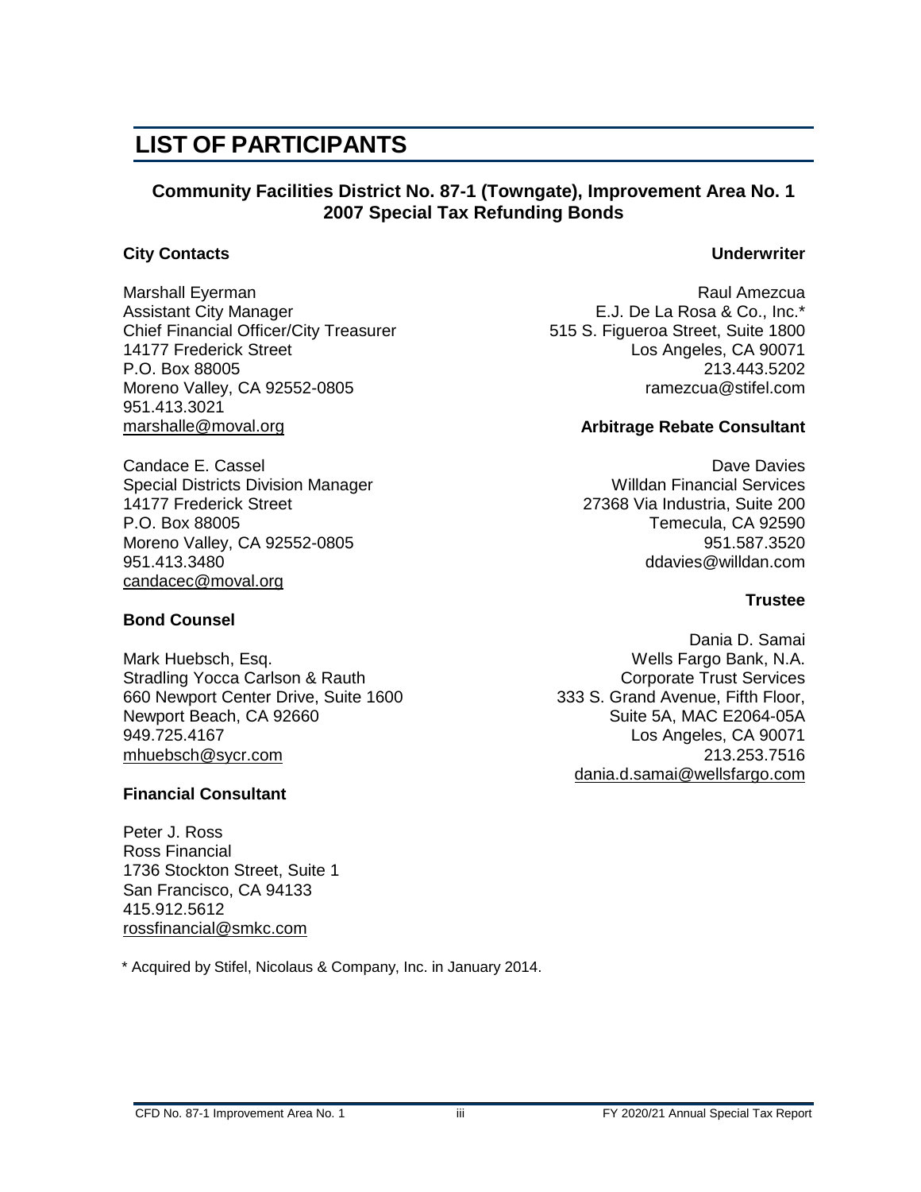# LIST OF PARTICIPANTS

## Community Facilities District No. 87-1 (Towngate), Improvement Area No. 1
## 2007 Special Tax Refunding Bonds

### City Contacts

Marshall Eyerman  
Assistant City Manager  
Chief Financial Officer/City Treasurer  
14177 Frederick Street  
P.O. Box 88005  
Moreno Valley, CA 92552-0805  
951.413.3021  
marshalle@moval.org

Candace E. Cassel  
Special Districts Division Manager  
14177 Frederick Street  
P.O. Box 88005  
Moreno Valley, CA 92552-0805  
951.413.3480  
candacec@moval.org

### Bond Counsel

Mark Huebsch, Esq.  
Stradling Yocca Carlson & Rauth  
660 Newport Center Drive, Suite 1600  
Newport Beach, CA 92660  
949.725.4167  
mhuebsch@sycr.com

### Financial Consultant

Peter J. Ross  
Ross Financial  
1736 Stockton Street, Suite 1  
San Francisco, CA 94133  
415.912.5612  
rossfinancial@smkc.com

### Underwriter

Raul Amezcua  
E.J. De La Rosa & Co., Inc.*  
515 S. Figueroa Street, Suite 1800  
Los Angeles, CA 90071  
213.443.5202  
ramezcua@stifel.com

### Arbitrage Rebate Consultant

Dave Davies  
Willdan Financial Services  
27368 Via Industria, Suite 200  
Temecula, CA 92590  
951.587.3520  
ddavies@willdan.com

### Trustee

Dania D. Samai  
Wells Fargo Bank, N.A.  
Corporate Trust Services  
333 S. Grand Avenue, Fifth Floor,  
Suite 5A, MAC E2064-05A  
Los Angeles, CA 90071  
213.253.7516  
dania.d.samai@wellsfargo.com

* Acquired by Stifel, Nicolaus & Company, Inc. in January 2014.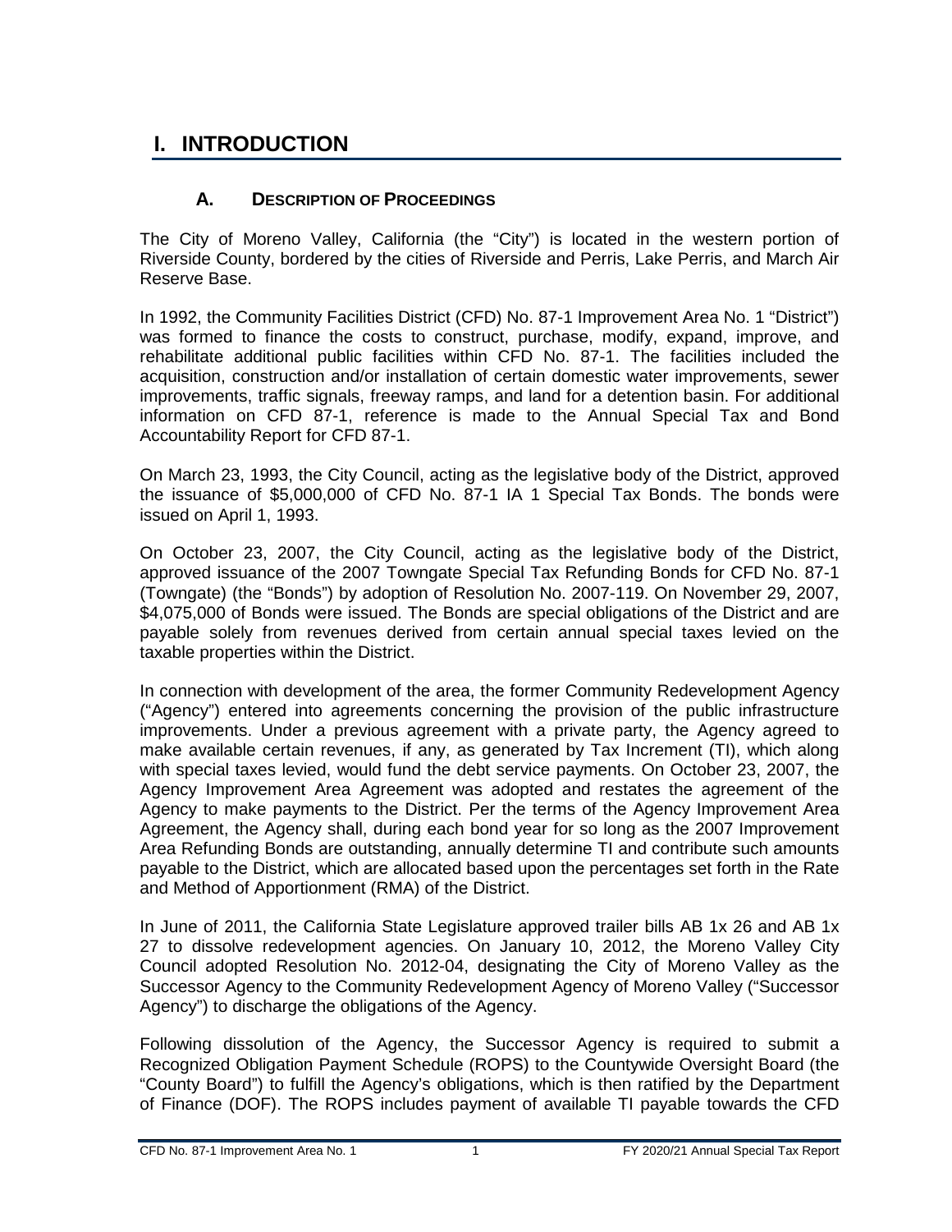# I. INTRODUCTION

## A. DESCRIPTION OF PROCEEDINGS

The City of Moreno Valley, California (the "City") is located in the western portion of Riverside County, bordered by the cities of Riverside and Perris, Lake Perris, and March Air Reserve Base.

In 1992, the Community Facilities District (CFD) No. 87-1 Improvement Area No. 1 "District") was formed to finance the costs to construct, purchase, modify, expand, improve, and rehabilitate additional public facilities within CFD No. 87-1. The facilities included the acquisition, construction and/or installation of certain domestic water improvements, sewer improvements, traffic signals, freeway ramps, and land for a detention basin. For additional information on CFD 87-1, reference is made to the Annual Special Tax and Bond Accountability Report for CFD 87-1.

On March 23, 1993, the City Council, acting as the legislative body of the District, approved the issuance of $5,000,000 of CFD No. 87-1 IA 1 Special Tax Bonds. The bonds were issued on April 1, 1993.

On October 23, 2007, the City Council, acting as the legislative body of the District, approved issuance of the 2007 Towngate Special Tax Refunding Bonds for CFD No. 87-1 (Towngate) (the "Bonds") by adoption of Resolution No. 2007-119. On November 29, 2007, $4,075,000 of Bonds were issued. The Bonds are special obligations of the District and are payable solely from revenues derived from certain annual special taxes levied on the taxable properties within the District.

In connection with development of the area, the former Community Redevelopment Agency ("Agency") entered into agreements concerning the provision of the public infrastructure improvements. Under a previous agreement with a private party, the Agency agreed to make available certain revenues, if any, as generated by Tax Increment (TI), which along with special taxes levied, would fund the debt service payments. On October 23, 2007, the Agency Improvement Area Agreement was adopted and restates the agreement of the Agency to make payments to the District. Per the terms of the Agency Improvement Area Agreement, the Agency shall, during each bond year for so long as the 2007 Improvement Area Refunding Bonds are outstanding, annually determine TI and contribute such amounts payable to the District, which are allocated based upon the percentages set forth in the Rate and Method of Apportionment (RMA) of the District.

In June of 2011, the California State Legislature approved trailer bills AB 1x 26 and AB 1x 27 to dissolve redevelopment agencies. On January 10, 2012, the Moreno Valley City Council adopted Resolution No. 2012-04, designating the City of Moreno Valley as the Successor Agency to the Community Redevelopment Agency of Moreno Valley ("Successor Agency") to discharge the obligations of the Agency.

Following dissolution of the Agency, the Successor Agency is required to submit a Recognized Obligation Payment Schedule (ROPS) to the Countywide Oversight Board (the "County Board") to fulfill the Agency's obligations, which is then ratified by the Department of Finance (DOF). The ROPS includes payment of available TI payable towards the CFD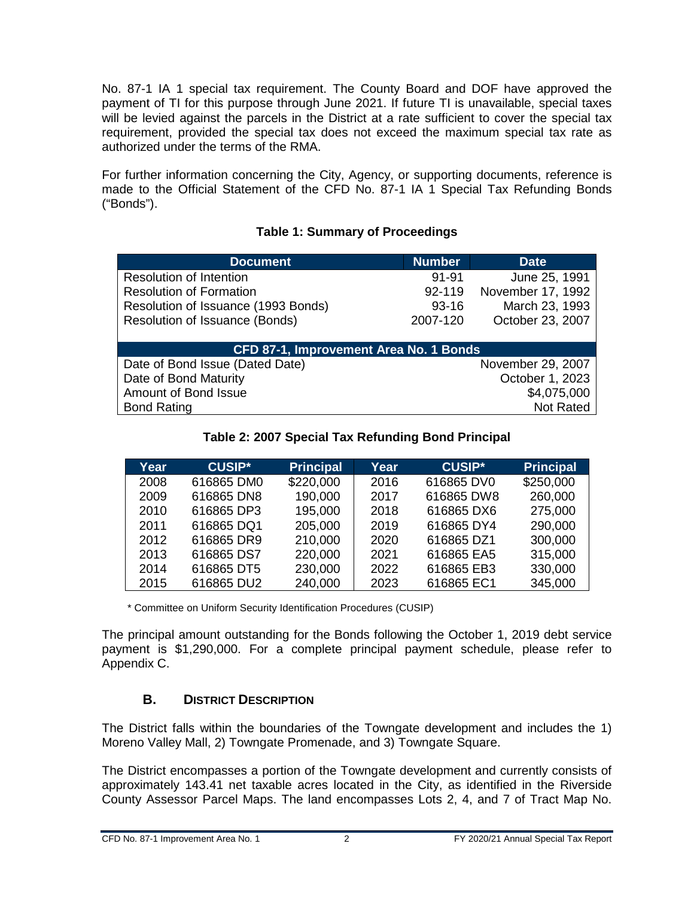No. 87-1 IA 1 special tax requirement. The County Board and DOF have approved the payment of TI for this purpose through June 2021. If future TI is unavailable, special taxes will be levied against the parcels in the District at a rate sufficient to cover the special tax requirement, provided the special tax does not exceed the maximum special tax rate as authorized under the terms of the RMA.

For further information concerning the City, Agency, or supporting documents, reference is made to the Official Statement of the CFD No. 87-1 IA 1 Special Tax Refunding Bonds ("Bonds").

**Table 1: Summary of Proceedings**

| Document | Number | Date |
|---|---|---|
| Resolution of Intention | 91-91 | June 25, 1991 |
| Resolution of Formation | 92-119 | November 17, 1992 |
| Resolution of Issuance (1993 Bonds) | 93-16 | March 23, 1993 |
| Resolution of Issuance (Bonds) | 2007-120 | October 23, 2007 |
| **CFD 87-1, Improvement Area No. 1 Bonds** | | |
| Date of Bond Issue (Dated Date) | | November 29, 2007 |
| Date of Bond Maturity | | October 1, 2023 |
| Amount of Bond Issue | | $4,075,000 |
| Bond Rating | | Not Rated |

**Table 2: 2007 Special Tax Refunding Bond Principal**

| Year | CUSIP* | Principal | Year | CUSIP* | Principal |
|---|---|---|---|---|---|
| 2008 | 616865 DM0 | $220,000 | 2016 | 616865 DV0 | $250,000 |
| 2009 | 616865 DN8 | 190,000 | 2017 | 616865 DW8 | 260,000 |
| 2010 | 616865 DP3 | 195,000 | 2018 | 616865 DX6 | 275,000 |
| 2011 | 616865 DQ1 | 205,000 | 2019 | 616865 DY4 | 290,000 |
| 2012 | 616865 DR9 | 210,000 | 2020 | 616865 DZ1 | 300,000 |
| 2013 | 616865 DS7 | 220,000 | 2021 | 616865 EA5 | 315,000 |
| 2014 | 616865 DT5 | 230,000 | 2022 | 616865 EB3 | 330,000 |
| 2015 | 616865 DU2 | 240,000 | 2023 | 616865 EC1 | 345,000 |

* Committee on Uniform Security Identification Procedures (CUSIP)

The principal amount outstanding for the Bonds following the October 1, 2019 debt service payment is $1,290,000. For a complete principal payment schedule, please refer to Appendix C.

## B. District Description

The District falls within the boundaries of the Towngate development and includes the 1) Moreno Valley Mall, 2) Towngate Promenade, and 3) Towngate Square.

The District encompasses a portion of the Towngate development and currently consists of approximately 143.41 net taxable acres located in the City, as identified in the Riverside County Assessor Parcel Maps. The land encompasses Lots 2, 4, and 7 of Tract Map No.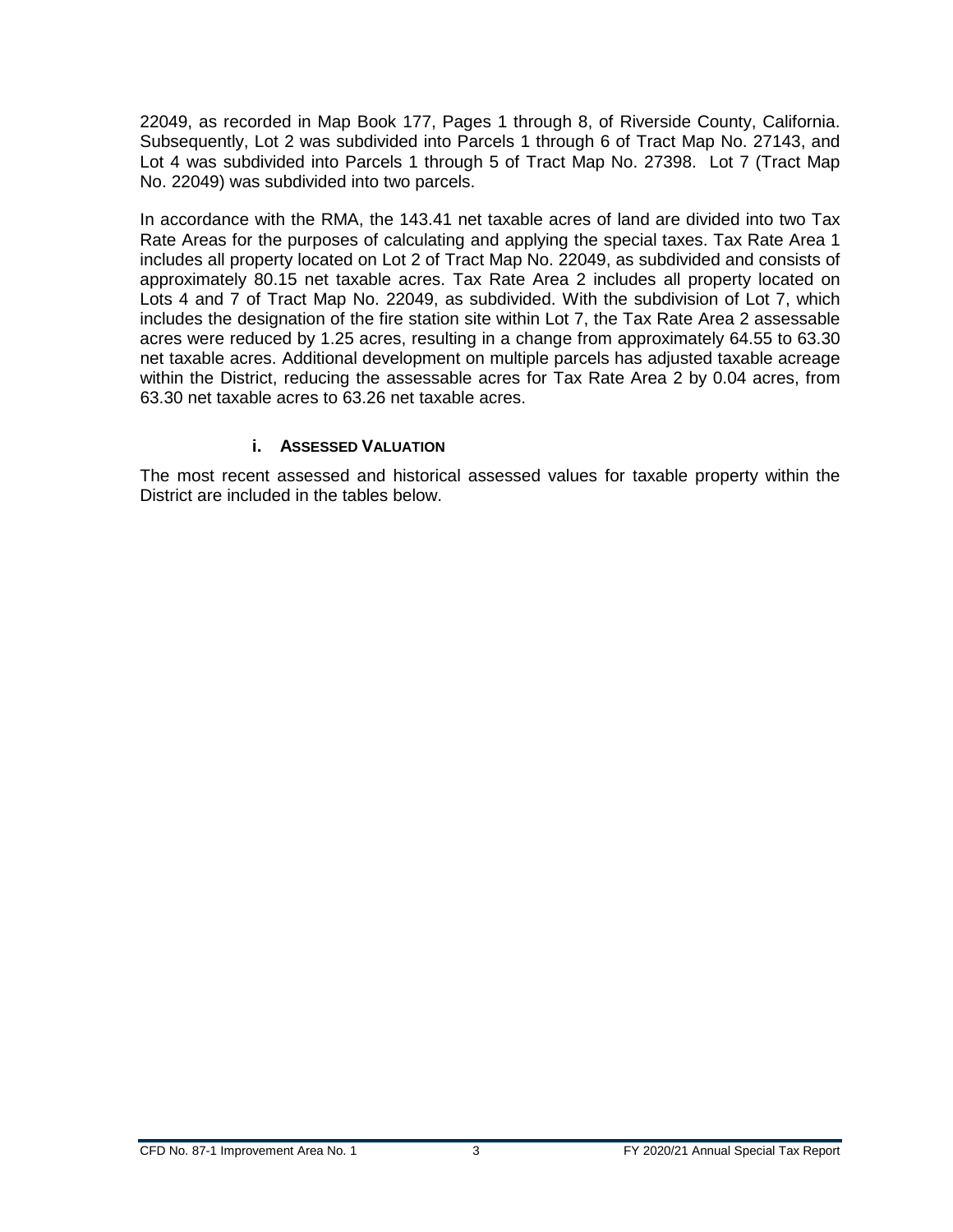22049, as recorded in Map Book 177, Pages 1 through 8, of Riverside County, California. Subsequently, Lot 2 was subdivided into Parcels 1 through 6 of Tract Map No. 27143, and Lot 4 was subdivided into Parcels 1 through 5 of Tract Map No. 27398. Lot 7 (Tract Map No. 22049) was subdivided into two parcels.

In accordance with the RMA, the 143.41 net taxable acres of land are divided into two Tax Rate Areas for the purposes of calculating and applying the special taxes. Tax Rate Area 1 includes all property located on Lot 2 of Tract Map No. 22049, as subdivided and consists of approximately 80.15 net taxable acres. Tax Rate Area 2 includes all property located on Lots 4 and 7 of Tract Map No. 22049, as subdivided. With the subdivision of Lot 7, which includes the designation of the fire station site within Lot 7, the Tax Rate Area 2 assessable acres were reduced by 1.25 acres, resulting in a change from approximately 64.55 to 63.30 net taxable acres. Additional development on multiple parcels has adjusted taxable acreage within the District, reducing the assessable acres for Tax Rate Area 2 by 0.04 acres, from 63.30 net taxable acres to 63.26 net taxable acres.

### i. Assessed Valuation

The most recent assessed and historical assessed values for taxable property within the District are included in the tables below.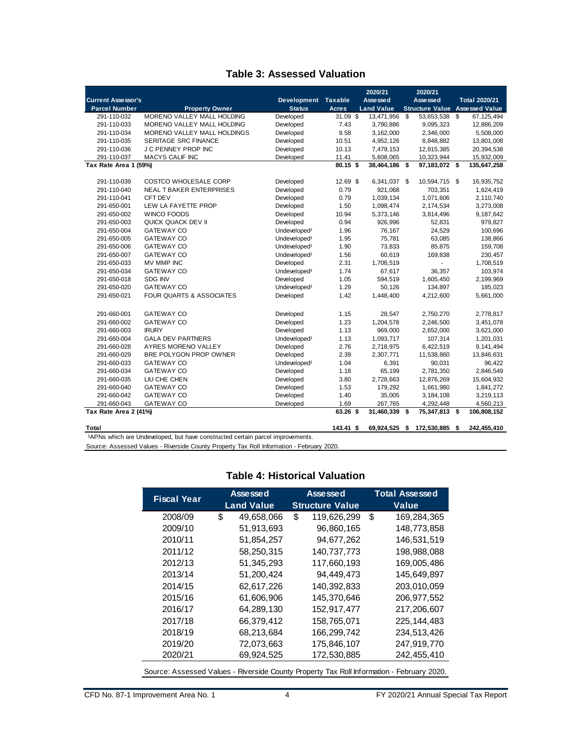## Table 3: Assessed Valuation

| Current Assessor's Parcel Number | Property Owner | Development Status | Taxable Acres | 2020/21 Assessed Land Value | 2020/21 Assessed Structure Value | Total 2020/21 Assessed Value |
|---|---|---|---|---|---|---|
| 291-110-032 | MORENO VALLEY MALL HOLDING | Developed | 31.09 | $ 13,471,956 | $ 53,653,538 | $ 67,125,494 |
| 291-110-033 | MORENO VALLEY MALL HOLDING | Developed | 7.43 | 3,790,886 | 9,095,323 | 12,886,209 |
| 291-110-034 | MORENO VALLEY MALL HOLDINGS | Developed | 9.58 | 3,162,000 | 2,346,000 | 5,508,000 |
| 291-110-035 | SERITAGE SRC FINANCE | Developed | 10.51 | 4,952,126 | 8,848,882 | 13,801,008 |
| 291-110-036 | J C PENNEY PROP INC | Developed | 10.13 | 7,479,153 | 12,915,385 | 20,394,538 |
| 291-110-037 | MACYS CALIF INC | Developed | 11.41 | 5,608,065 | 10,323,944 | 15,932,009 |
| **Tax Rate Area 1 (59%)** | | | **80.15** | **$ 38,464,186** | **$ 97,183,072** | **$ 135,647,258** |
| | | | | | | |
| 291-110-039 | COSTCO WHOLESALE CORP | Developed | 12.69 | $ 6,341,037 | $ 10,594,715 | $ 16,935,752 |
| 291-110-040 | NEAL T BAKER ENTERPRISES | Developed | 0.79 | 921,068 | 703,351 | 1,624,419 |
| 291-110-041 | CFT DEV | Developed | 0.79 | 1,039,134 | 1,071,606 | 2,110,740 |
| 291-650-001 | LEW LA FAYETTE PROP | Developed | 1.50 | 1,098,474 | 2,174,534 | 3,273,008 |
| 291-650-002 | WINCO FOODS | Developed | 10.94 | 5,373,146 | 3,814,496 | 9,187,642 |
| 291-650-003 | QUICK QUACK DEV II | Developed | 0.94 | 926,996 | 52,831 | 979,827 |
| 291-650-004 | GATEWAY CO | Undeveloped[1] | 1.96 | 76,167 | 24,529 | 100,696 |
| 291-650-005 | GATEWAY CO | Undeveloped[1] | 1.95 | 75,781 | 63,085 | 138,866 |
| 291-650-006 | GATEWAY CO | Undeveloped[1] | 1.90 | 73,833 | 85,875 | 159,708 |
| 291-650-007 | GATEWAY CO | Undeveloped[1] | 1.56 | 60,619 | 169,838 | 230,457 |
| 291-650-033 | MV MMP INC | Developed | 2.31 | 1,708,519 | - | 1,708,519 |
| 291-650-034 | GATEWAY CO | Undeveloped[1] | 1.74 | 67,617 | 36,357 | 103,974 |
| 291-650-018 | SDG INV | Developed | 1.05 | 594,519 | 1,605,450 | 2,199,969 |
| 291-650-020 | GATEWAY CO | Undeveloped[1] | 1.29 | 50,126 | 134,897 | 185,023 |
| 291-650-021 | FOUR QUARTS & ASSOCIATES | Developed | 1.42 | 1,448,400 | 4,212,600 | 5,661,000 |
| | | | | | | |
| 291-660-001 | GATEWAY CO | Developed | 1.15 | 28,547 | 2,750,270 | 2,778,817 |
| 291-660-002 | GATEWAY CO | Developed | 1.23 | 1,204,578 | 2,246,500 | 3,451,078 |
| 291-660-003 | IRURY | Developed | 1.13 | 969,000 | 2,652,000 | 3,621,000 |
| 291-660-004 | GALA DEV PARTNERS | Undeveloped[1] | 1.13 | 1,093,717 | 107,314 | 1,201,031 |
| 291-660-028 | AYRES MORENO VALLEY | Developed | 2.76 | 2,718,975 | 6,422,519 | 9,141,494 |
| 291-660-029 | BRE POLYGON PROP OWNER | Developed | 2.39 | 2,307,771 | 11,538,860 | 13,846,631 |
| 291-660-033 | GATEWAY CO | Undeveloped[1] | 1.04 | 6,391 | 90,031 | 96,422 |
| 291-660-034 | GATEWAY CO | Developed | 1.18 | 65,199 | 2,781,350 | 2,846,549 |
| 291-660-035 | LIU CHE CHEN | Developed | 3.80 | 2,728,663 | 12,876,269 | 15,604,932 |
| 291-660-040 | GATEWAY CO | Developed | 1.53 | 179,292 | 1,661,980 | 1,841,272 |
| 291-660-042 | GATEWAY CO | Developed | 1.40 | 35,005 | 3,184,108 | 3,219,113 |
| 291-660-043 | GATEWAY CO | Developed | 1.69 | 267,765 | 4,292,448 | 4,560,213 |
| **Tax Rate Area 2 (41%)** | | | **63.26** | **$ 31,460,339** | **$ 75,347,813** | **$ 106,808,152** |
| | | | | | | |
| **Total** | | | **143.41** | **$ 69,924,525** | **$ 172,530,885** | **$ 242,455,410** |

[1]APNs which are Undeveloped, but have constructed certain parcel improvements.

Source: Assessed Values - Riverside County Property Tax Roll Information - February 2020.

## Table 4: Historical Valuation

| Fiscal Year | Assessed Land Value | Assessed Structure Value | Total Assessed Value |
|---|---|---|---|
| 2008/09 | $ 49,658,066 | $ 119,626,299 | $ 169,284,365 |
| 2009/10 | 51,913,693 | 96,860,165 | 148,773,858 |
| 2010/11 | 51,854,257 | 94,677,262 | 146,531,519 |
| 2011/12 | 58,250,315 | 140,737,773 | 198,988,088 |
| 2012/13 | 51,345,293 | 117,660,193 | 169,005,486 |
| 2013/14 | 51,200,424 | 94,449,473 | 145,649,897 |
| 2014/15 | 62,617,226 | 140,392,833 | 203,010,059 |
| 2015/16 | 61,606,906 | 145,370,646 | 206,977,552 |
| 2016/17 | 64,289,130 | 152,917,477 | 217,206,607 |
| 2017/18 | 66,379,412 | 158,765,071 | 225,144,483 |
| 2018/19 | 68,213,684 | 166,299,742 | 234,513,426 |
| 2019/20 | 72,073,663 | 175,846,107 | 247,919,770 |
| 2020/21 | 69,924,525 | 172,530,885 | 242,455,410 |

Source: Assessed Values - Riverside County Property Tax Roll Information - February 2020.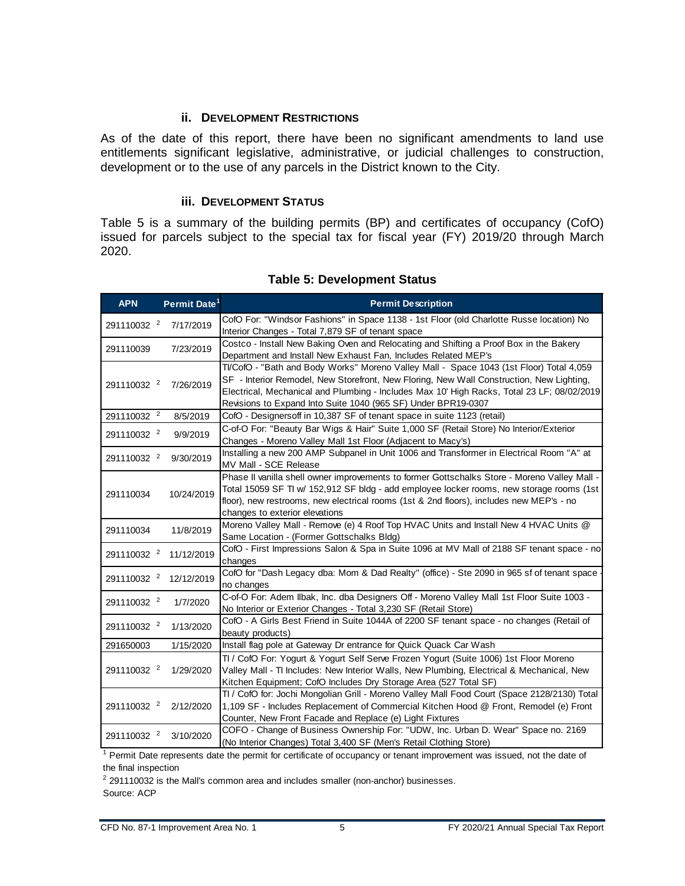### ii. DEVELOPMENT RESTRICTIONS

As of the date of this report, there have been no significant amendments to land use entitlements significant legislative, administrative, or judicial challenges to construction, development or to the use of any parcels in the District known to the City.

### iii. DEVELOPMENT STATUS

Table 5 is a summary of the building permits (BP) and certificates of occupancy (CofO) issued for parcels subject to the special tax for fiscal year (FY) 2019/20 through March 2020.

**Table 5: Development Status**

| APN | Permit Date[1] | Permit Description |
|---|---|---|
| 291110032 [2] | 7/17/2019 | CofO For: "Windsor Fashions" in Space 1138 - 1st Floor (old Charlotte Russe location) No Interior Changes - Total 7,879 SF of tenant space |
| 291110039 | 7/23/2019 | Costco - Install New Baking Oven and Relocating and Shifting a Proof Box in the Bakery Department and Install New Exhaust Fan, Includes Related MEP's |
| 291110032 [2] | 7/26/2019 | TI/CofO - "Bath and Body Works" Moreno Valley Mall - Space 1043 (1st Floor) Total 4,059 SF - Interior Remodel, New Storefront, New Floring, New Wall Construction, New Lighting, Electrical, Mechanical and Plumbing - Includes Max 10' High Racks, Total 23 LF; 08/02/2019 Revisions to Expand Into Suite 1040 (965 SF) Under BPR19-0307 |
| 291110032 [2] | 8/5/2019 | CofO - Designersoff in 10,387 SF of tenant space in suite 1123 (retail) |
| 291110032 [2] | 9/9/2019 | C-of-O For: "Beauty Bar Wigs & Hair" Suite 1,000 SF (Retail Store) No Interior/Exterior Changes - Moreno Valley Mall 1st Floor (Adjacent to Macy's) |
| 291110032 [2] | 9/30/2019 | Installing a new 200 AMP Subpanel in Unit 1006 and Transformer in Electrical Room "A" at MV Mall - SCE Release |
| 291110034 | 10/24/2019 | Phase II vanilla shell owner improvements to former Gottschalks Store - Moreno Valley Mall - Total 15059 SF TI w/ 152,912 SF bldg - add employee locker rooms, new storage rooms (1st floor), new restrooms, new electrical rooms (1st & 2nd floors), includes new MEP's - no changes to exterior elevations |
| 291110034 | 11/8/2019 | Moreno Valley Mall - Remove (e) 4 Roof Top HVAC Units and Install New 4 HVAC Units @ Same Location - (Former Gottschalks Bldg) |
| 291110032 [2] | 11/12/2019 | CofO - First Impressions Salon & Spa in Suite 1096 at MV Mall of 2188 SF tenant space - no changes |
| 291110032 [2] | 12/12/2019 | CofO for "Dash Legacy dba: Mom & Dad Realty" (office) - Ste 2090 in 965 sf of tenant space - no changes |
| 291110032 [2] | 1/7/2020 | C-of-O For: Adem Ilbak, Inc. dba Designers Off - Moreno Valley Mall 1st Floor Suite 1003 - No Interior or Exterior Changes - Total 3,230 SF (Retail Store) |
| 291110032 [2] | 1/13/2020 | CofO - A Girls Best Friend in Suite 1044A of 2200 SF tenant space - no changes (Retail of beauty products) |
| 291650003 | 1/15/2020 | Install flag pole at Gateway Dr entrance for Quick Quack Car Wash |
| 291110032 [2] | 1/29/2020 | TI / CofO For: Yogurt & Yogurt Self Serve Frozen Yogurt (Suite 1006) 1st Floor Moreno Valley Mall - TI Includes: New Interior Walls, New Plumbing, Electrical & Mechanical, New Kitchen Equipment; CofO Includes Dry Storage Area (527 Total SF) |
| 291110032 [2] | 2/12/2020 | TI / CofO for: Jochi Mongolian Grill - Moreno Valley Mall Food Court (Space 2128/2130) Total 1,109 SF - Includes Replacement of Commercial Kitchen Hood @ Front, Remodel (e) Front Counter, New Front Facade and Replace (e) Light Fixtures |
| 291110032 [2] | 3/10/2020 | COFO - Change of Business Ownership For: "UDW, Inc. Urban D. Wear" Space no. 2169 (No Interior Changes) Total 3,400 SF (Men's Retail Clothing Store) |

[1] Permit Date represents date the permit for certificate of occupancy or tenant improvement was issued, not the date of the final inspection

[2] 291110032 is the Mall's common area and includes smaller (non-anchor) businesses.

Source: ACP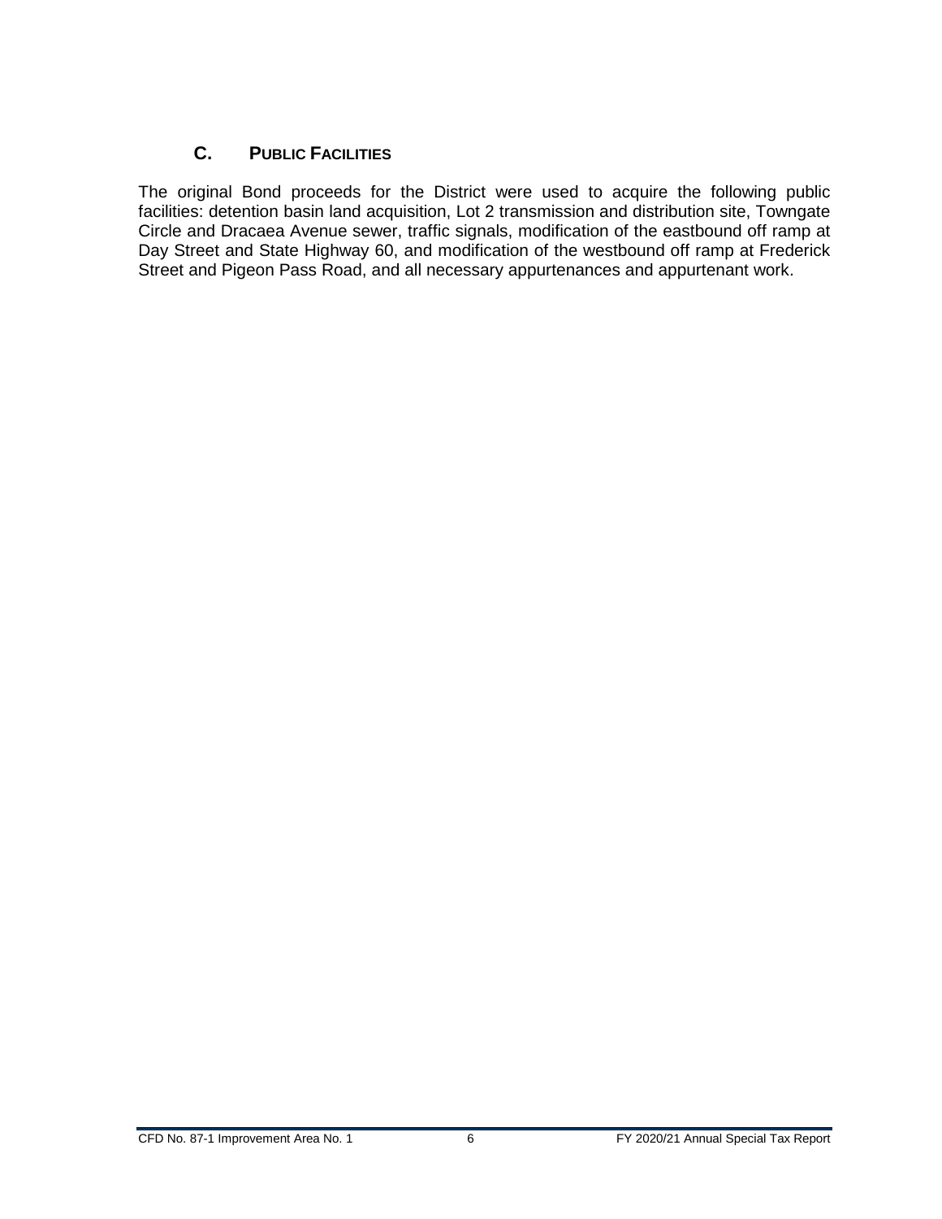## C. Public Facilities

The original Bond proceeds for the District were used to acquire the following public facilities: detention basin land acquisition, Lot 2 transmission and distribution site, Towngate Circle and Dracaea Avenue sewer, traffic signals, modification of the eastbound off ramp at Day Street and State Highway 60, and modification of the westbound off ramp at Frederick Street and Pigeon Pass Road, and all necessary appurtenances and appurtenant work.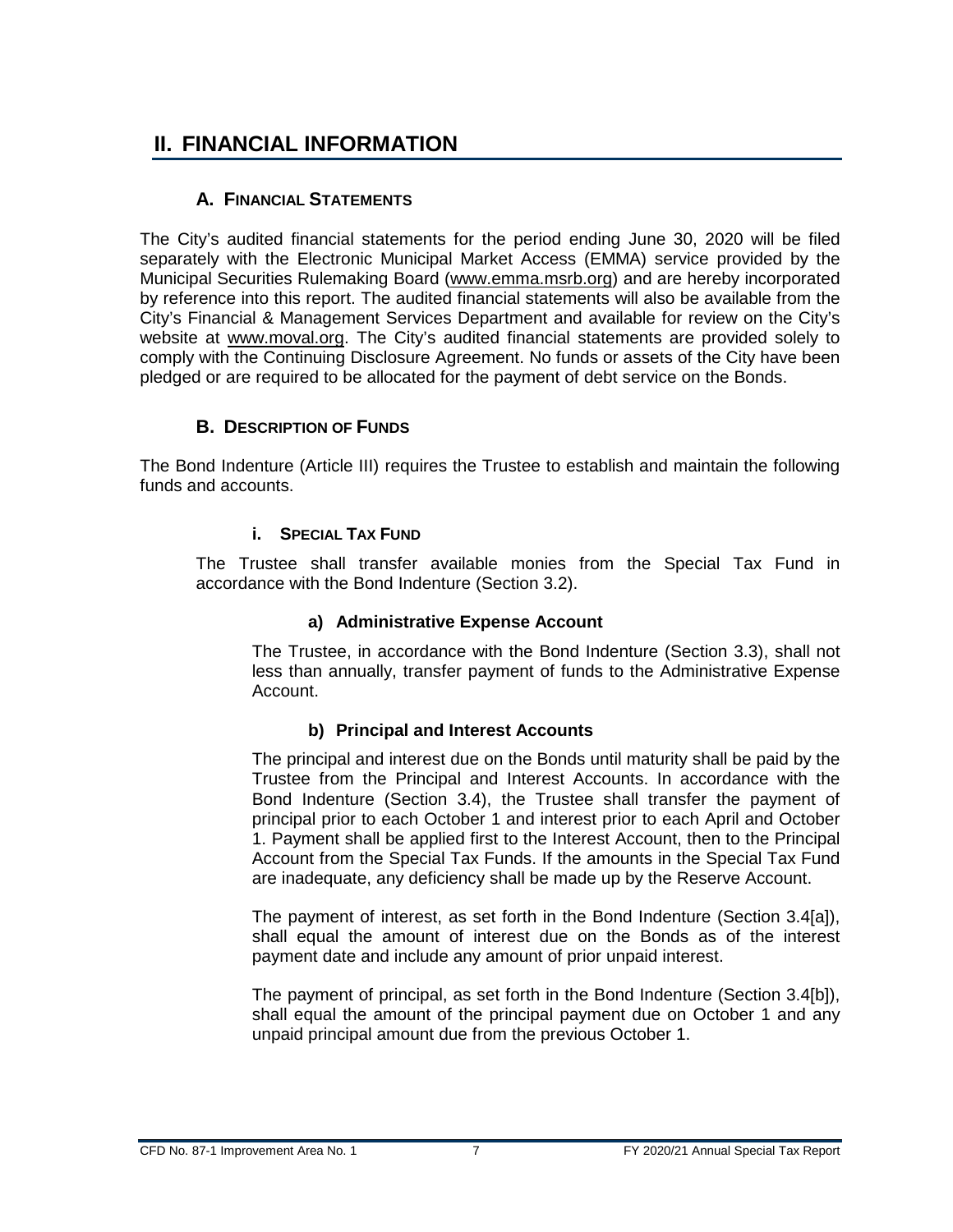# II. FINANCIAL INFORMATION

## A. FINANCIAL STATEMENTS

The City's audited financial statements for the period ending June 30, 2020 will be filed separately with the Electronic Municipal Market Access (EMMA) service provided by the Municipal Securities Rulemaking Board (www.emma.msrb.org) and are hereby incorporated by reference into this report. The audited financial statements will also be available from the City's Financial & Management Services Department and available for review on the City's website at www.moval.org. The City's audited financial statements are provided solely to comply with the Continuing Disclosure Agreement. No funds or assets of the City have been pledged or are required to be allocated for the payment of debt service on the Bonds.

## B. DESCRIPTION OF FUNDS

The Bond Indenture (Article III) requires the Trustee to establish and maintain the following funds and accounts.

### i. SPECIAL TAX FUND

The Trustee shall transfer available monies from the Special Tax Fund in accordance with the Bond Indenture (Section 3.2).

#### a) Administrative Expense Account

The Trustee, in accordance with the Bond Indenture (Section 3.3), shall not less than annually, transfer payment of funds to the Administrative Expense Account.

#### b) Principal and Interest Accounts

The principal and interest due on the Bonds until maturity shall be paid by the Trustee from the Principal and Interest Accounts. In accordance with the Bond Indenture (Section 3.4), the Trustee shall transfer the payment of principal prior to each October 1 and interest prior to each April and October 1. Payment shall be applied first to the Interest Account, then to the Principal Account from the Special Tax Funds. If the amounts in the Special Tax Fund are inadequate, any deficiency shall be made up by the Reserve Account.

The payment of interest, as set forth in the Bond Indenture (Section 3.4[a]), shall equal the amount of interest due on the Bonds as of the interest payment date and include any amount of prior unpaid interest.

The payment of principal, as set forth in the Bond Indenture (Section 3.4[b]), shall equal the amount of the principal payment due on October 1 and any unpaid principal amount due from the previous October 1.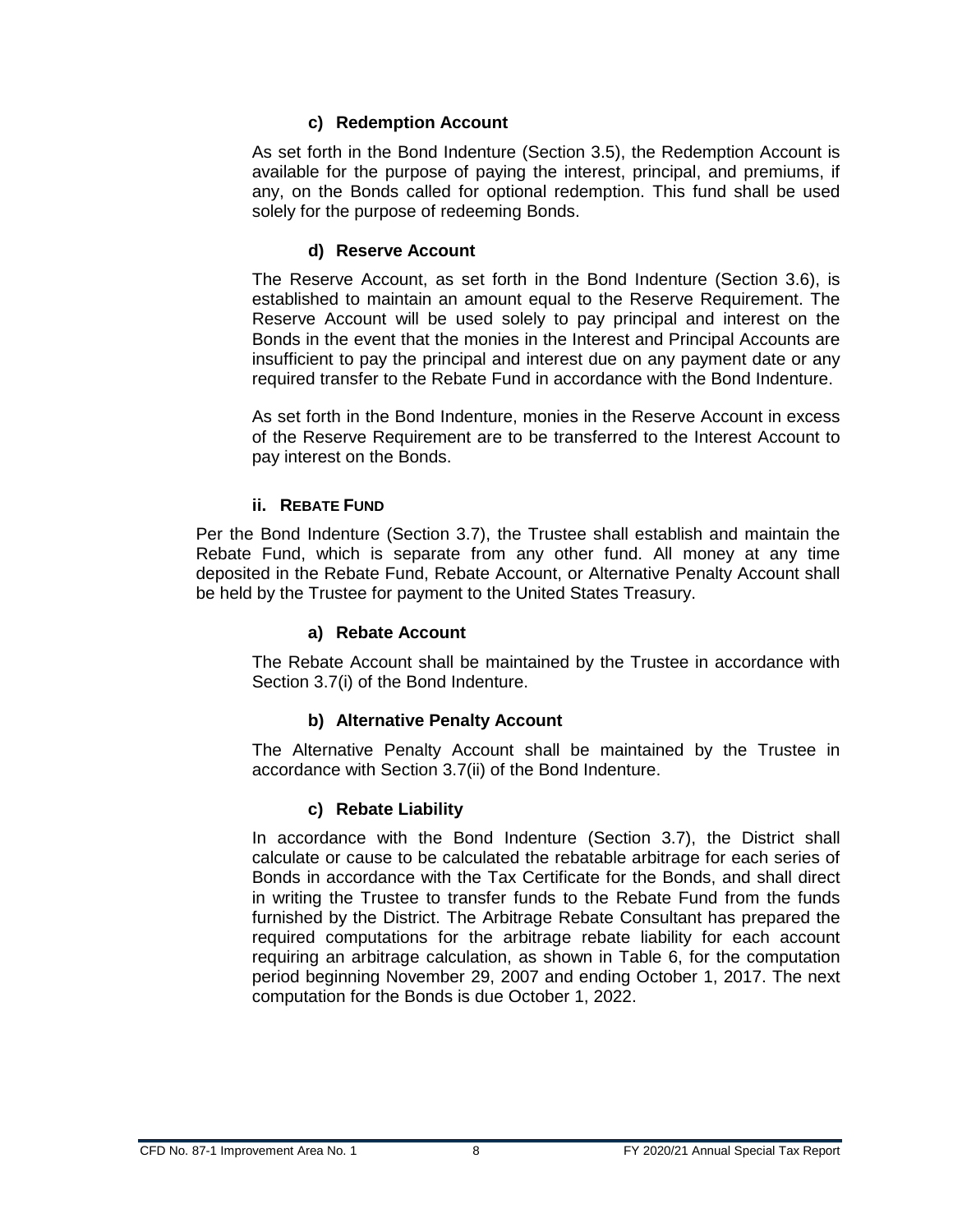#### c) Redemption Account

As set forth in the Bond Indenture (Section 3.5), the Redemption Account is available for the purpose of paying the interest, principal, and premiums, if any, on the Bonds called for optional redemption. This fund shall be used solely for the purpose of redeeming Bonds.

#### d) Reserve Account

The Reserve Account, as set forth in the Bond Indenture (Section 3.6), is established to maintain an amount equal to the Reserve Requirement. The Reserve Account will be used solely to pay principal and interest on the Bonds in the event that the monies in the Interest and Principal Accounts are insufficient to pay the principal and interest due on any payment date or any required transfer to the Rebate Fund in accordance with the Bond Indenture.

As set forth in the Bond Indenture, monies in the Reserve Account in excess of the Reserve Requirement are to be transferred to the Interest Account to pay interest on the Bonds.

### ii. REBATE FUND

Per the Bond Indenture (Section 3.7), the Trustee shall establish and maintain the Rebate Fund, which is separate from any other fund. All money at any time deposited in the Rebate Fund, Rebate Account, or Alternative Penalty Account shall be held by the Trustee for payment to the United States Treasury.

#### a) Rebate Account

The Rebate Account shall be maintained by the Trustee in accordance with Section 3.7(i) of the Bond Indenture.

#### b) Alternative Penalty Account

The Alternative Penalty Account shall be maintained by the Trustee in accordance with Section 3.7(ii) of the Bond Indenture.

#### c) Rebate Liability

In accordance with the Bond Indenture (Section 3.7), the District shall calculate or cause to be calculated the rebatable arbitrage for each series of Bonds in accordance with the Tax Certificate for the Bonds, and shall direct in writing the Trustee to transfer funds to the Rebate Fund from the funds furnished by the District. The Arbitrage Rebate Consultant has prepared the required computations for the arbitrage rebate liability for each account requiring an arbitrage calculation, as shown in Table 6, for the computation period beginning November 29, 2007 and ending October 1, 2017. The next computation for the Bonds is due October 1, 2022.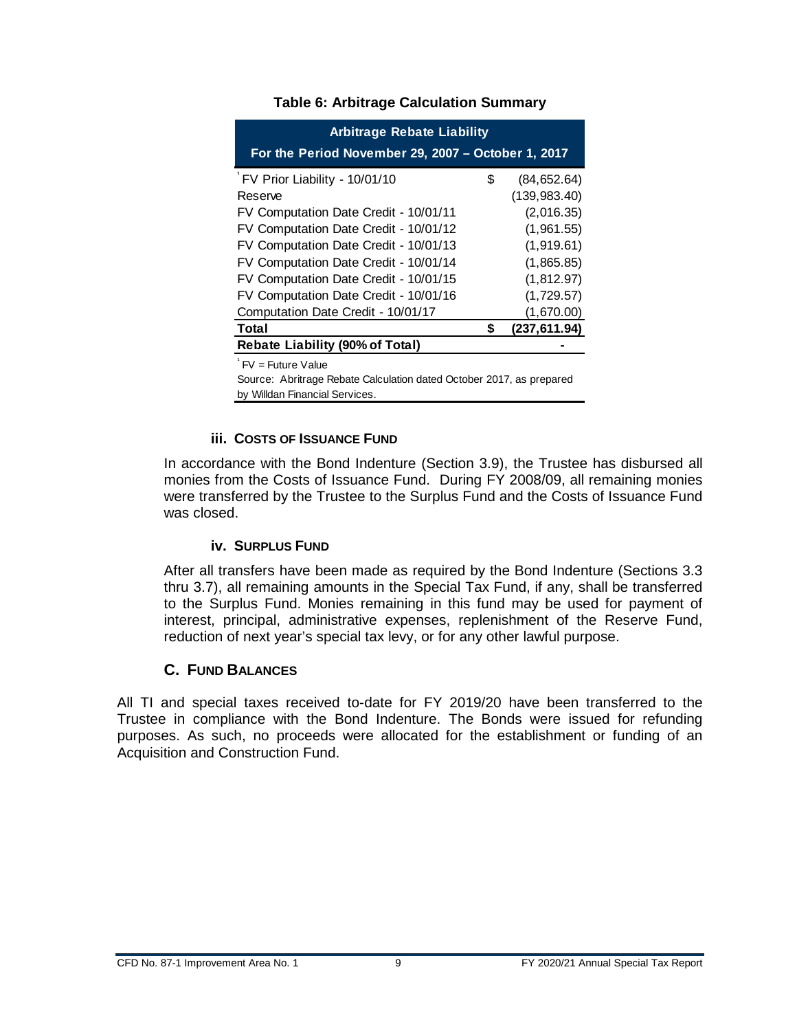**Table 6: Arbitrage Calculation Summary**

| Arbitrage Rebate Liability For the Period November 29, 2007 – October 1, 2017 | |
|---|---|
| FV Prior Liability - 10/01/10[1] | $ (84,652.64) |
| Reserve | (139,983.40) |
| FV Computation Date Credit - 10/01/11 | (2,016.35) |
| FV Computation Date Credit - 10/01/12 | (1,961.55) |
| FV Computation Date Credit - 10/01/13 | (1,919.61) |
| FV Computation Date Credit - 10/01/14 | (1,865.85) |
| FV Computation Date Credit - 10/01/15 | (1,812.97) |
| FV Computation Date Credit - 10/01/16 | (1,729.57) |
| Computation Date Credit - 10/01/17 | (1,670.00) |
| **Total** | **$ (237,611.94)** |
| **Rebate Liability (90% of Total)** | **-** |

[1] FV = Future Value

Source: Abritrage Rebate Calculation dated October 2017, as prepared by Willdan Financial Services.

#### iii. Costs of Issuance Fund

In accordance with the Bond Indenture (Section 3.9), the Trustee has disbursed all monies from the Costs of Issuance Fund. During FY 2008/09, all remaining monies were transferred by the Trustee to the Surplus Fund and the Costs of Issuance Fund was closed.

#### iv. Surplus Fund

After all transfers have been made as required by the Bond Indenture (Sections 3.3 thru 3.7), all remaining amounts in the Special Tax Fund, if any, shall be transferred to the Surplus Fund. Monies remaining in this fund may be used for payment of interest, principal, administrative expenses, replenishment of the Reserve Fund, reduction of next year's special tax levy, or for any other lawful purpose.

### C. Fund Balances

All TI and special taxes received to-date for FY 2019/20 have been transferred to the Trustee in compliance with the Bond Indenture. The Bonds were issued for refunding purposes. As such, no proceeds were allocated for the establishment or funding of an Acquisition and Construction Fund.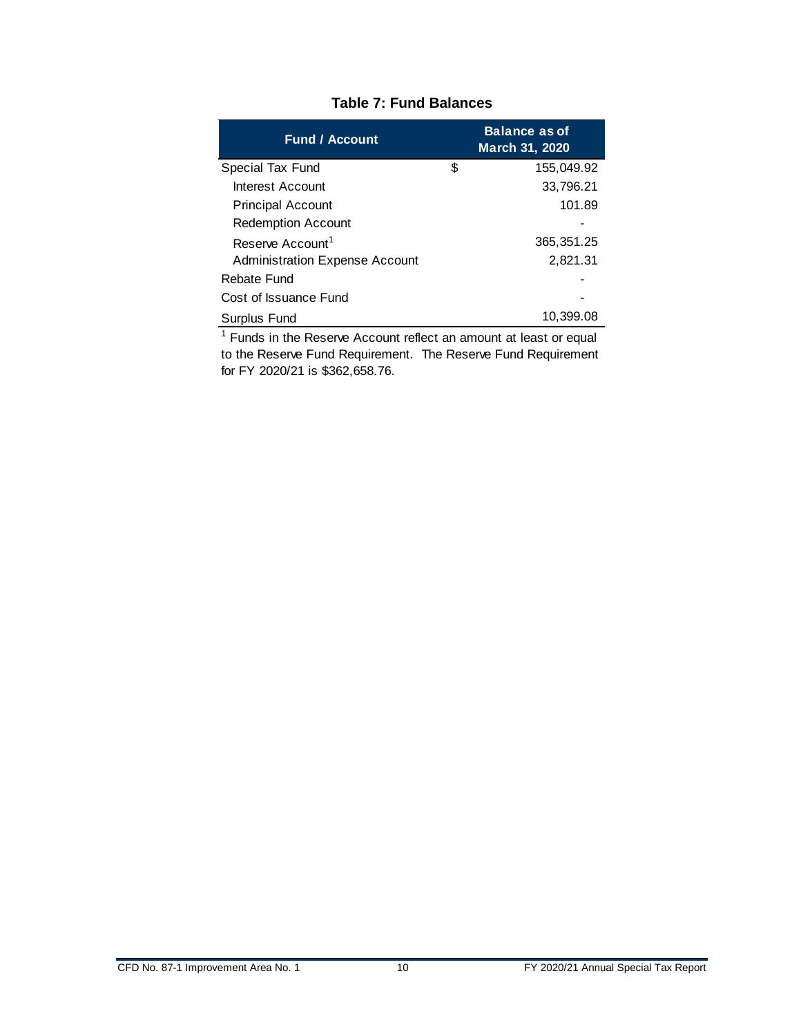**Table 7: Fund Balances**

| Fund / Account | Balance as of March 31, 2020 |
|---|---|
| Special Tax Fund | $ 155,049.92 |
| Interest Account | 33,796.21 |
| Principal Account | 101.89 |
| Redemption Account | - |
| Reserve Account[1] | 365,351.25 |
| Administration Expense Account | 2,821.31 |
| Rebate Fund | - |
| Cost of Issuance Fund | - |
| Surplus Fund | 10,399.08 |

[1] Funds in the Reserve Account reflect an amount at least or equal to the Reserve Fund Requirement. The Reserve Fund Requirement for FY 2020/21 is $362,658.76.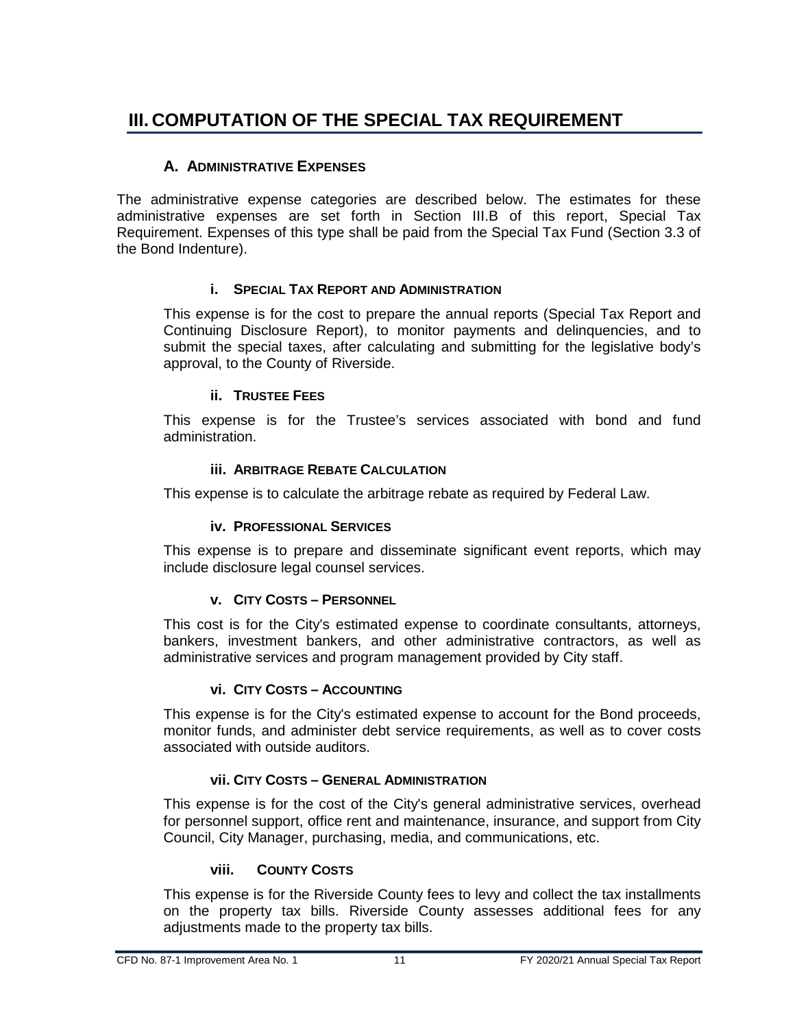# III. COMPUTATION OF THE SPECIAL TAX REQUIREMENT

## A. Administrative Expenses

The administrative expense categories are described below. The estimates for these administrative expenses are set forth in Section III.B of this report, Special Tax Requirement. Expenses of this type shall be paid from the Special Tax Fund (Section 3.3 of the Bond Indenture).

### i. Special Tax Report and Administration

This expense is for the cost to prepare the annual reports (Special Tax Report and Continuing Disclosure Report), to monitor payments and delinquencies, and to submit the special taxes, after calculating and submitting for the legislative body's approval, to the County of Riverside.

### ii. Trustee Fees

This expense is for the Trustee's services associated with bond and fund administration.

### iii. Arbitrage Rebate Calculation

This expense is to calculate the arbitrage rebate as required by Federal Law.

### iv. Professional Services

This expense is to prepare and disseminate significant event reports, which may include disclosure legal counsel services.

### v. City Costs – Personnel

This cost is for the City's estimated expense to coordinate consultants, attorneys, bankers, investment bankers, and other administrative contractors, as well as administrative services and program management provided by City staff.

### vi. City Costs – Accounting

This expense is for the City's estimated expense to account for the Bond proceeds, monitor funds, and administer debt service requirements, as well as to cover costs associated with outside auditors.

### vii. City Costs – General Administration

This expense is for the cost of the City's general administrative services, overhead for personnel support, office rent and maintenance, insurance, and support from City Council, City Manager, purchasing, media, and communications, etc.

### viii. County Costs

This expense is for the Riverside County fees to levy and collect the tax installments on the property tax bills. Riverside County assesses additional fees for any adjustments made to the property tax bills.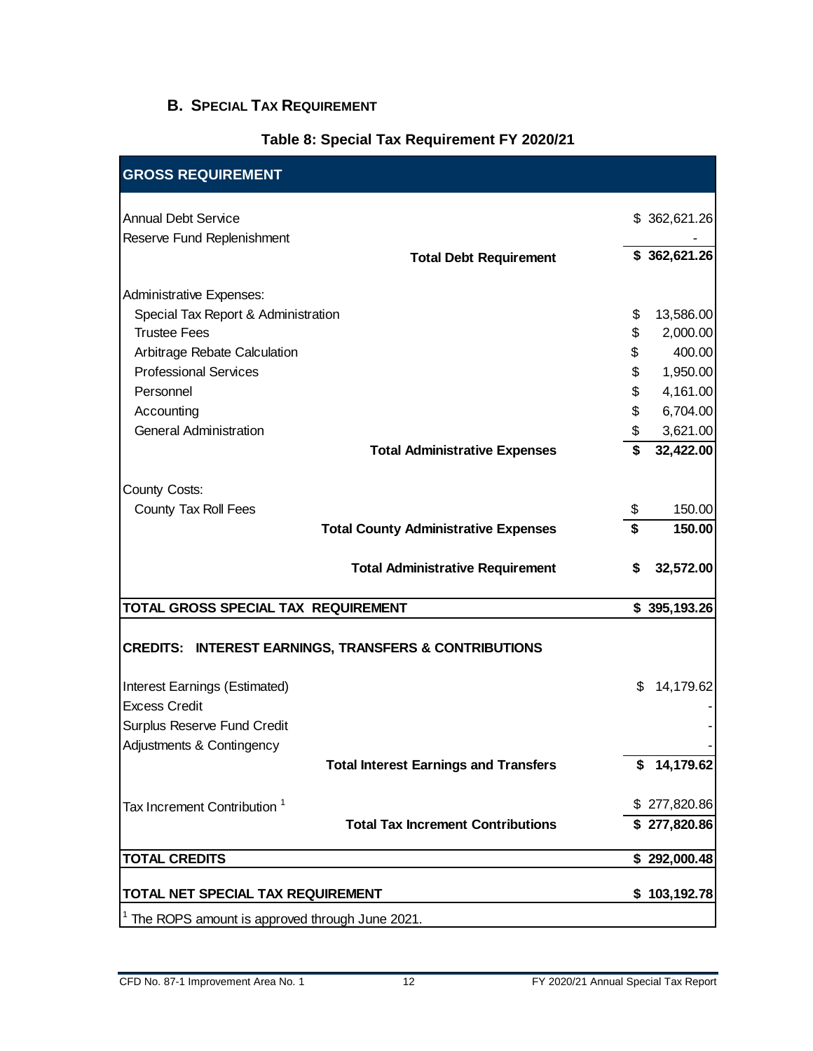## B. Special Tax Requirement

**Table 8: Special Tax Requirement FY 2020/21**

| GROSS REQUIREMENT | |
|---|---|
| Annual Debt Service | $ 362,621.26 |
| Reserve Fund Replenishment | - |
| **Total Debt Requirement** | **$ 362,621.26** |
| Administrative Expenses: | |
| Special Tax Report & Administration | $ 13,586.00 |
| Trustee Fees | $ 2,000.00 |
| Arbitrage Rebate Calculation | $ 400.00 |
| Professional Services | $ 1,950.00 |
| Personnel | $ 4,161.00 |
| Accounting | $ 6,704.00 |
| General Administration | $ 3,621.00 |
| **Total Administrative Expenses** | **$ 32,422.00** |
| County Costs: | |
| County Tax Roll Fees | $ 150.00 |
| **Total County Administrative Expenses** | **$ 150.00** |
| **Total Administrative Requirement** | **$ 32,572.00** |
| **TOTAL GROSS SPECIAL TAX REQUIREMENT** | **$ 395,193.26** |
| **CREDITS: INTEREST EARNINGS, TRANSFERS & CONTRIBUTIONS** | |
| Interest Earnings (Estimated) | $ 14,179.62 |
| Excess Credit | - |
| Surplus Reserve Fund Credit | - |
| Adjustments & Contingency | - |
| **Total Interest Earnings and Transfers** | **$ 14,179.62** |
| Tax Increment Contribution [1] | $ 277,820.86 |
| **Total Tax Increment Contributions** | **$ 277,820.86** |
| **TOTAL CREDITS** | **$ 292,000.48** |
| **TOTAL NET SPECIAL TAX REQUIREMENT** | **$ 103,192.78** |

[1] The ROPS amount is approved through June 2021.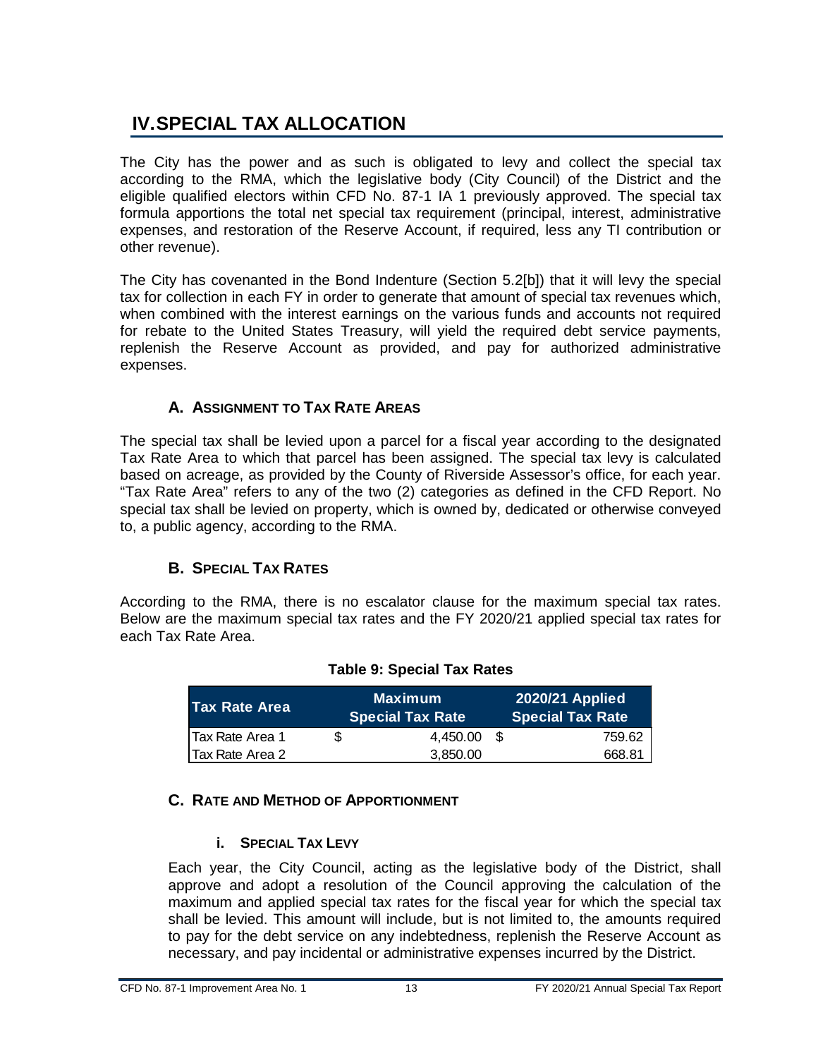# IV. SPECIAL TAX ALLOCATION

The City has the power and as such is obligated to levy and collect the special tax according to the RMA, which the legislative body (City Council) of the District and the eligible qualified electors within CFD No. 87-1 IA 1 previously approved. The special tax formula apportions the total net special tax requirement (principal, interest, administrative expenses, and restoration of the Reserve Account, if required, less any TI contribution or other revenue).

The City has covenanted in the Bond Indenture (Section 5.2[b]) that it will levy the special tax for collection in each FY in order to generate that amount of special tax revenues which, when combined with the interest earnings on the various funds and accounts not required for rebate to the United States Treasury, will yield the required debt service payments, replenish the Reserve Account as provided, and pay for authorized administrative expenses.

## A. ASSIGNMENT TO TAX RATE AREAS

The special tax shall be levied upon a parcel for a fiscal year according to the designated Tax Rate Area to which that parcel has been assigned. The special tax levy is calculated based on acreage, as provided by the County of Riverside Assessor's office, for each year. "Tax Rate Area" refers to any of the two (2) categories as defined in the CFD Report. No special tax shall be levied on property, which is owned by, dedicated or otherwise conveyed to, a public agency, according to the RMA.

## B. SPECIAL TAX RATES

According to the RMA, there is no escalator clause for the maximum special tax rates. Below are the maximum special tax rates and the FY 2020/21 applied special tax rates for each Tax Rate Area.

**Table 9: Special Tax Rates**

| Tax Rate Area | Maximum Special Tax Rate | 2020/21 Applied Special Tax Rate |
|---|---|---|
| Tax Rate Area 1 | $ 4,450.00 | $ 759.62 |
| Tax Rate Area 2 | 3,850.00 | 668.81 |

## C. RATE AND METHOD OF APPORTIONMENT

### i. SPECIAL TAX LEVY

Each year, the City Council, acting as the legislative body of the District, shall approve and adopt a resolution of the Council approving the calculation of the maximum and applied special tax rates for the fiscal year for which the special tax shall be levied. This amount will include, but is not limited to, the amounts required to pay for the debt service on any indebtedness, replenish the Reserve Account as necessary, and pay incidental or administrative expenses incurred by the District.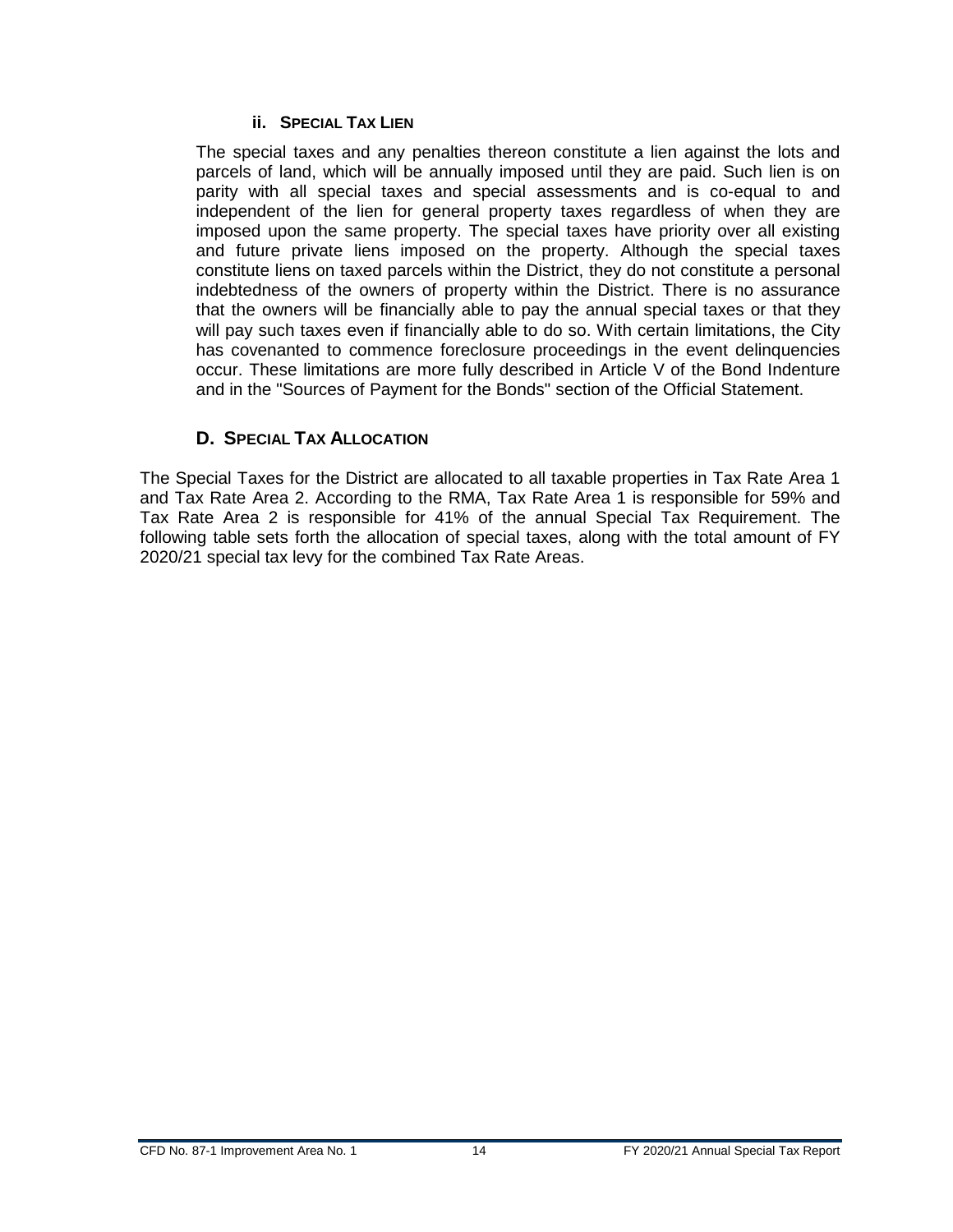### ii. Special Tax Lien

The special taxes and any penalties thereon constitute a lien against the lots and parcels of land, which will be annually imposed until they are paid. Such lien is on parity with all special taxes and special assessments and is co-equal to and independent of the lien for general property taxes regardless of when they are imposed upon the same property. The special taxes have priority over all existing and future private liens imposed on the property. Although the special taxes constitute liens on taxed parcels within the District, they do not constitute a personal indebtedness of the owners of property within the District. There is no assurance that the owners will be financially able to pay the annual special taxes or that they will pay such taxes even if financially able to do so. With certain limitations, the City has covenanted to commence foreclosure proceedings in the event delinquencies occur. These limitations are more fully described in Article V of the Bond Indenture and in the "Sources of Payment for the Bonds" section of the Official Statement.

## D. Special Tax Allocation

The Special Taxes for the District are allocated to all taxable properties in Tax Rate Area 1 and Tax Rate Area 2. According to the RMA, Tax Rate Area 1 is responsible for 59% and Tax Rate Area 2 is responsible for 41% of the annual Special Tax Requirement. The following table sets forth the allocation of special taxes, along with the total amount of FY 2020/21 special tax levy for the combined Tax Rate Areas.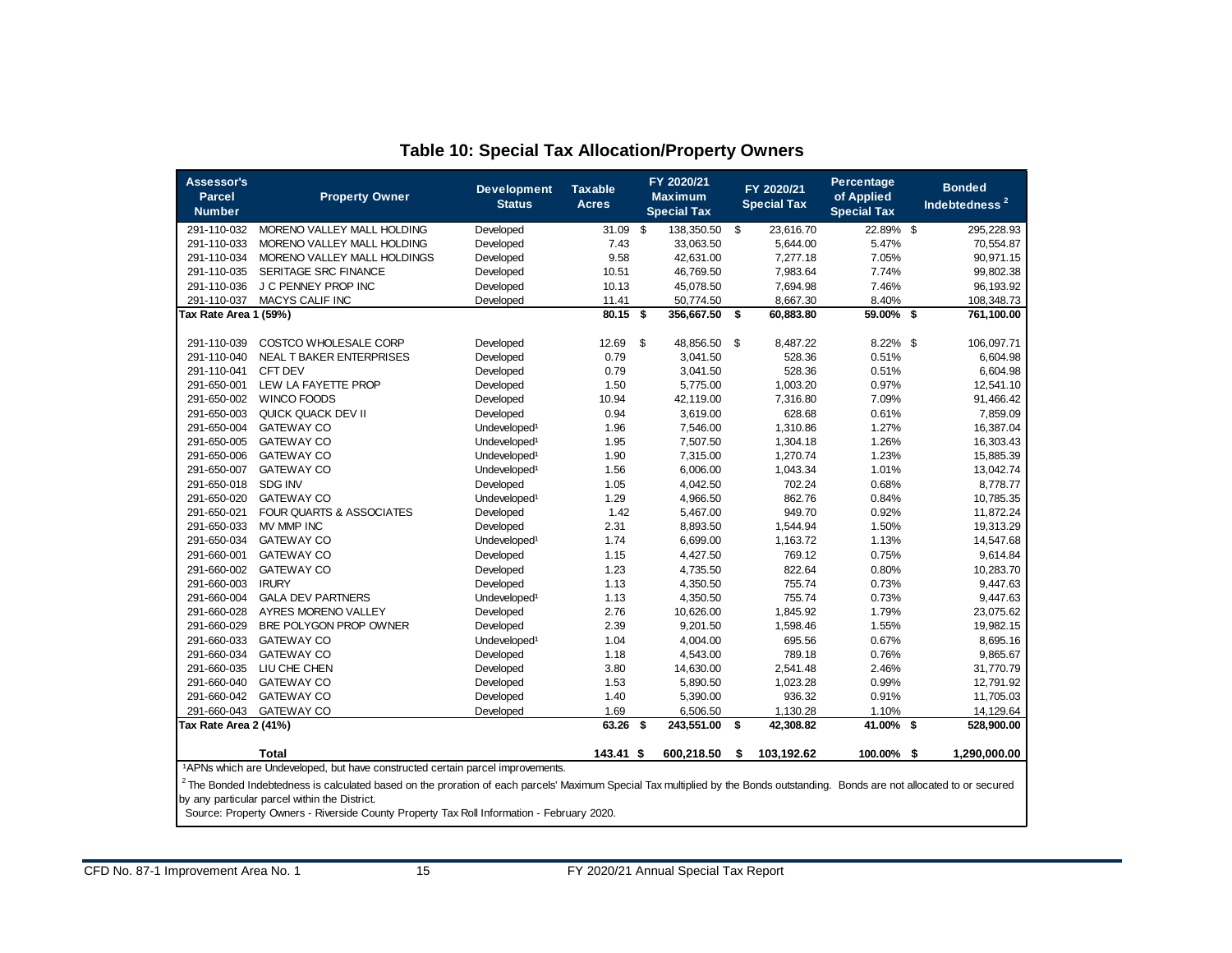## Table 10: Special Tax Allocation/Property Owners

| Assessor's Parcel Number | Property Owner | Development Status | Taxable Acres | FY 2020/21 Maximum Special Tax | FY 2020/21 Special Tax | Percentage of Applied Special Tax | Bonded Indebtedness [2] |
|---|---|---|---|---|---|---|---|
| 291-110-032 | MORENO VALLEY MALL HOLDING | Developed | 31.09 | $ 138,350.50 | $ 23,616.70 | 22.89% | $ 295,228.93 |
| 291-110-033 | MORENO VALLEY MALL HOLDING | Developed | 7.43 | 33,063.50 | 5,644.00 | 5.47% | 70,554.87 |
| 291-110-034 | MORENO VALLEY MALL HOLDINGS | Developed | 9.58 | 42,631.00 | 7,277.18 | 7.05% | 90,971.15 |
| 291-110-035 | SERITAGE SRC FINANCE | Developed | 10.51 | 46,769.50 | 7,983.64 | 7.74% | 99,802.38 |
| 291-110-036 | J C PENNEY PROP INC | Developed | 10.13 | 45,078.50 | 7,694.98 | 7.46% | 96,193.92 |
| 291-110-037 | MACYS CALIF INC | Developed | 11.41 | 50,774.50 | 8,667.30 | 8.40% | 108,348.73 |
| **Tax Rate Area 1 (59%)** | | | **80.15** | **$ 356,667.50** | **$ 60,883.80** | **59.00%** | **$ 761,100.00** |
| 291-110-039 | COSTCO WHOLESALE CORP | Developed | 12.69 | $ 48,856.50 | $ 8,487.22 | 8.22% | $ 106,097.71 |
| 291-110-040 | NEAL T BAKER ENTERPRISES | Developed | 0.79 | 3,041.50 | 528.36 | 0.51% | 6,604.98 |
| 291-110-041 | CFT DEV | Developed | 0.79 | 3,041.50 | 528.36 | 0.51% | 6,604.98 |
| 291-650-001 | LEW LA FAYETTE PROP | Developed | 1.50 | 5,775.00 | 1,003.20 | 0.97% | 12,541.10 |
| 291-650-002 | WINCO FOODS | Developed | 10.94 | 42,119.00 | 7,316.80 | 7.09% | 91,466.42 |
| 291-650-003 | QUICK QUACK DEV II | Developed | 0.94 | 3,619.00 | 628.68 | 0.61% | 7,859.09 |
| 291-650-004 | GATEWAY CO | Undeveloped[1] | 1.96 | 7,546.00 | 1,310.86 | 1.27% | 16,387.04 |
| 291-650-005 | GATEWAY CO | Undeveloped[1] | 1.95 | 7,507.50 | 1,304.18 | 1.26% | 16,303.43 |
| 291-650-006 | GATEWAY CO | Undeveloped[1] | 1.90 | 7,315.00 | 1,270.74 | 1.23% | 15,885.39 |
| 291-650-007 | GATEWAY CO | Undeveloped[1] | 1.56 | 6,006.00 | 1,043.34 | 1.01% | 13,042.74 |
| 291-650-018 | SDG INV | Developed | 1.05 | 4,042.50 | 702.24 | 0.68% | 8,778.77 |
| 291-650-020 | GATEWAY CO | Undeveloped[1] | 1.29 | 4,966.50 | 862.76 | 0.84% | 10,785.35 |
| 291-650-021 | FOUR QUARTS & ASSOCIATES | Developed | 1.42 | 5,467.00 | 949.70 | 0.92% | 11,872.24 |
| 291-650-033 | MV MMP INC | Developed | 2.31 | 8,893.50 | 1,544.94 | 1.50% | 19,313.29 |
| 291-650-034 | GATEWAY CO | Undeveloped[1] | 1.74 | 6,699.00 | 1,163.72 | 1.13% | 14,547.68 |
| 291-660-001 | GATEWAY CO | Developed | 1.15 | 4,427.50 | 769.12 | 0.75% | 9,614.84 |
| 291-660-002 | GATEWAY CO | Developed | 1.23 | 4,735.50 | 822.64 | 0.80% | 10,283.70 |
| 291-660-003 | IRURY | Developed | 1.13 | 4,350.50 | 755.74 | 0.73% | 9,447.63 |
| 291-660-004 | GALA DEV PARTNERS | Undeveloped[1] | 1.13 | 4,350.50 | 755.74 | 0.73% | 9,447.63 |
| 291-660-028 | AYRES MORENO VALLEY | Developed | 2.76 | 10,626.00 | 1,845.92 | 1.79% | 23,075.62 |
| 291-660-029 | BRE POLYGON PROP OWNER | Developed | 2.39 | 9,201.50 | 1,598.46 | 1.55% | 19,982.15 |
| 291-660-033 | GATEWAY CO | Undeveloped[1] | 1.04 | 4,004.00 | 695.56 | 0.67% | 8,695.16 |
| 291-660-034 | GATEWAY CO | Developed | 1.18 | 4,543.00 | 789.18 | 0.76% | 9,865.67 |
| 291-660-035 | LIU CHE CHEN | Developed | 3.80 | 14,630.00 | 2,541.48 | 2.46% | 31,770.79 |
| 291-660-040 | GATEWAY CO | Developed | 1.53 | 5,890.50 | 1,023.28 | 0.99% | 12,791.92 |
| 291-660-042 | GATEWAY CO | Developed | 1.40 | 5,390.00 | 936.32 | 0.91% | 11,705.03 |
| 291-660-043 | GATEWAY CO | Developed | 1.69 | 6,506.50 | 1,130.28 | 1.10% | 14,129.64 |
| **Tax Rate Area 2 (41%)** | | | **63.26** | **$ 243,551.00** | **$ 42,308.82** | **41.00%** | **$ 528,900.00** |
| | **Total** | | **143.41** | **$ 600,218.50** | **$ 103,192.62** | **100.00%** | **$ 1,290,000.00** |

[1]APNs which are Undeveloped, but have constructed certain parcel improvements.

[2]The Bonded Indebtedness is calculated based on the proration of each parcels' Maximum Special Tax multiplied by the Bonds outstanding. Bonds are not allocated to or secured by any particular parcel within the District.

Source: Property Owners - Riverside County Property Tax Roll Information - February 2020.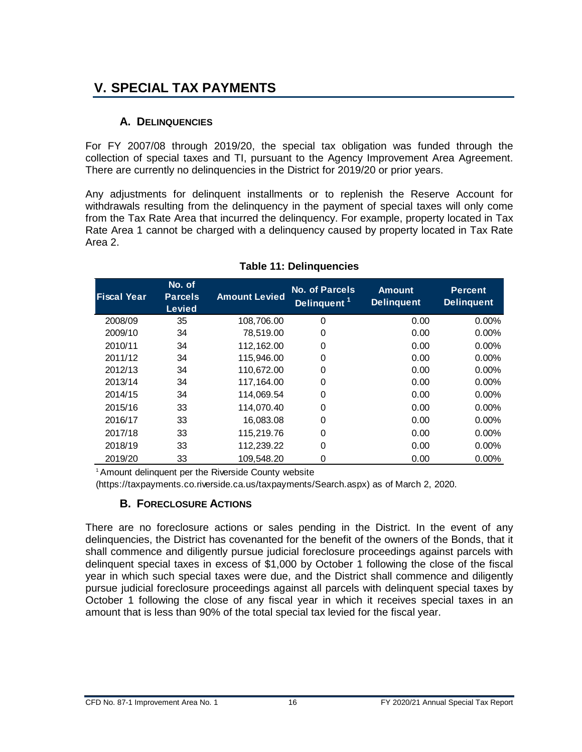# V. SPECIAL TAX PAYMENTS

## A. DELINQUENCIES

For FY 2007/08 through 2019/20, the special tax obligation was funded through the collection of special taxes and TI, pursuant to the Agency Improvement Area Agreement. There are currently no delinquencies in the District for 2019/20 or prior years.

Any adjustments for delinquent installments or to replenish the Reserve Account for withdrawals resulting from the delinquency in the payment of special taxes will only come from the Tax Rate Area that incurred the delinquency. For example, property located in Tax Rate Area 1 cannot be charged with a delinquency caused by property located in Tax Rate Area 2.

**Table 11: Delinquencies**

| Fiscal Year | No. of Parcels Levied | Amount Levied | No. of Parcels Delinquent [1] | Amount Delinquent | Percent Delinquent |
|---|---|---|---|---|---|
| 2008/09 | 35 | 108,706.00 | 0 | 0.00 | 0.00% |
| 2009/10 | 34 | 78,519.00 | 0 | 0.00 | 0.00% |
| 2010/11 | 34 | 112,162.00 | 0 | 0.00 | 0.00% |
| 2011/12 | 34 | 115,946.00 | 0 | 0.00 | 0.00% |
| 2012/13 | 34 | 110,672.00 | 0 | 0.00 | 0.00% |
| 2013/14 | 34 | 117,164.00 | 0 | 0.00 | 0.00% |
| 2014/15 | 34 | 114,069.54 | 0 | 0.00 | 0.00% |
| 2015/16 | 33 | 114,070.40 | 0 | 0.00 | 0.00% |
| 2016/17 | 33 | 16,083.08 | 0 | 0.00 | 0.00% |
| 2017/18 | 33 | 115,219.76 | 0 | 0.00 | 0.00% |
| 2018/19 | 33 | 112,239.22 | 0 | 0.00 | 0.00% |
| 2019/20 | 33 | 109,548.20 | 0 | 0.00 | 0.00% |

[1] Amount delinquent per the Riverside County website (https://taxpayments.co.riverside.ca.us/taxpayments/Search.aspx) as of March 2, 2020.

## B. FORECLOSURE ACTIONS

There are no foreclosure actions or sales pending in the District. In the event of any delinquencies, the District has covenanted for the benefit of the owners of the Bonds, that it shall commence and diligently pursue judicial foreclosure proceedings against parcels with delinquent special taxes in excess of $1,000 by October 1 following the close of the fiscal year in which such special taxes were due, and the District shall commence and diligently pursue judicial foreclosure proceedings against all parcels with delinquent special taxes by October 1 following the close of any fiscal year in which it receives special taxes in an amount that is less than 90% of the total special tax levied for the fiscal year.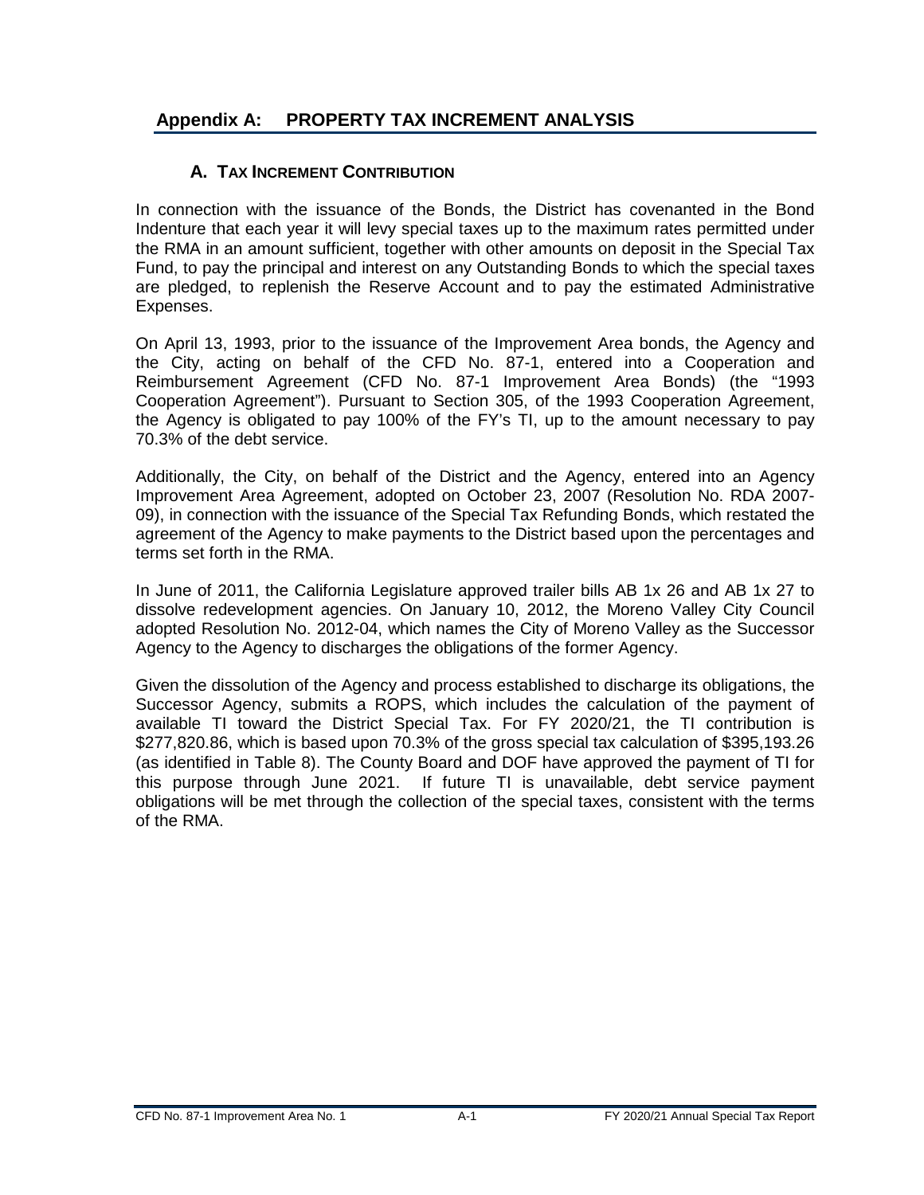# Appendix A: PROPERTY TAX INCREMENT ANALYSIS

## A. TAX INCREMENT CONTRIBUTION

In connection with the issuance of the Bonds, the District has covenanted in the Bond Indenture that each year it will levy special taxes up to the maximum rates permitted under the RMA in an amount sufficient, together with other amounts on deposit in the Special Tax Fund, to pay the principal and interest on any Outstanding Bonds to which the special taxes are pledged, to replenish the Reserve Account and to pay the estimated Administrative Expenses.

On April 13, 1993, prior to the issuance of the Improvement Area bonds, the Agency and the City, acting on behalf of the CFD No. 87-1, entered into a Cooperation and Reimbursement Agreement (CFD No. 87-1 Improvement Area Bonds) (the "1993 Cooperation Agreement"). Pursuant to Section 305, of the 1993 Cooperation Agreement, the Agency is obligated to pay 100% of the FY's TI, up to the amount necessary to pay 70.3% of the debt service.

Additionally, the City, on behalf of the District and the Agency, entered into an Agency Improvement Area Agreement, adopted on October 23, 2007 (Resolution No. RDA 2007-09), in connection with the issuance of the Special Tax Refunding Bonds, which restated the agreement of the Agency to make payments to the District based upon the percentages and terms set forth in the RMA.

In June of 2011, the California Legislature approved trailer bills AB 1x 26 and AB 1x 27 to dissolve redevelopment agencies. On January 10, 2012, the Moreno Valley City Council adopted Resolution No. 2012-04, which names the City of Moreno Valley as the Successor Agency to the Agency to discharges the obligations of the former Agency.

Given the dissolution of the Agency and process established to discharge its obligations, the Successor Agency, submits a ROPS, which includes the calculation of the payment of available TI toward the District Special Tax. For FY 2020/21, the TI contribution is $277,820.86, which is based upon 70.3% of the gross special tax calculation of $395,193.26 (as identified in Table 8). The County Board and DOF have approved the payment of TI for this purpose through June 2021. If future TI is unavailable, debt service payment obligations will be met through the collection of the special taxes, consistent with the terms of the RMA.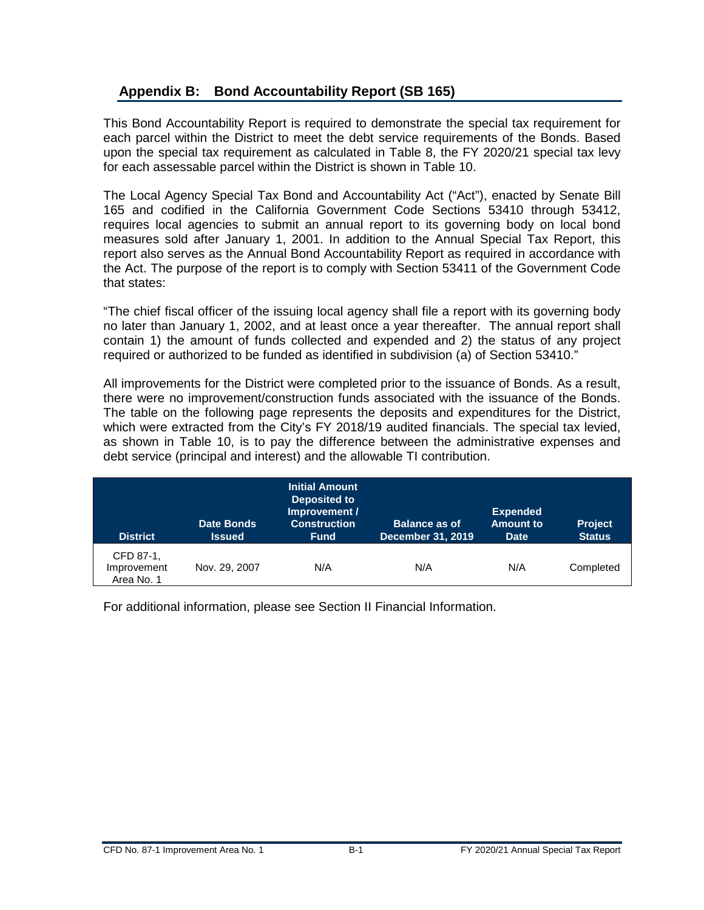## Appendix B: Bond Accountability Report (SB 165)

This Bond Accountability Report is required to demonstrate the special tax requirement for each parcel within the District to meet the debt service requirements of the Bonds. Based upon the special tax requirement as calculated in Table 8, the FY 2020/21 special tax levy for each assessable parcel within the District is shown in Table 10.

The Local Agency Special Tax Bond and Accountability Act ("Act"), enacted by Senate Bill 165 and codified in the California Government Code Sections 53410 through 53412, requires local agencies to submit an annual report to its governing body on local bond measures sold after January 1, 2001. In addition to the Annual Special Tax Report, this report also serves as the Annual Bond Accountability Report as required in accordance with the Act. The purpose of the report is to comply with Section 53411 of the Government Code that states:

"The chief fiscal officer of the issuing local agency shall file a report with its governing body no later than January 1, 2002, and at least once a year thereafter. The annual report shall contain 1) the amount of funds collected and expended and 2) the status of any project required or authorized to be funded as identified in subdivision (a) of Section 53410."

All improvements for the District were completed prior to the issuance of Bonds. As a result, there were no improvement/construction funds associated with the issuance of the Bonds. The table on the following page represents the deposits and expenditures for the District, which were extracted from the City's FY 2018/19 audited financials. The special tax levied, as shown in Table 10, is to pay the difference between the administrative expenses and debt service (principal and interest) and the allowable TI contribution.

| District | Date Bonds Issued | Initial Amount Deposited to Improvement / Construction Fund | Balance as of December 31, 2019 | Expended Amount to Date | Project Status |
|---|---|---|---|---|---|
| CFD 87-1, Improvement Area No. 1 | Nov. 29, 2007 | N/A | N/A | N/A | Completed |

For additional information, please see Section II Financial Information.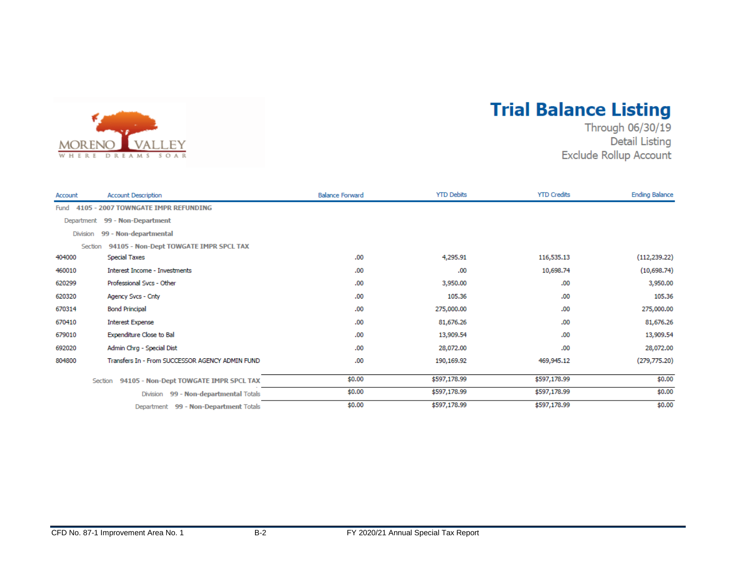# Trial Balance Listing

Through 06/30/19
Detail Listing
Exclude Rollup Account

| Account | Account Description | Balance Forward | YTD Debits | YTD Credits | Ending Balance |
|---|---|---|---|---|---|
| Fund 4105 - 2007 TOWNGATE IMPR REFUNDING | | | | | |
| Department 99 - Non-Department | | | | | |
| Division 99 - Non-departmental | | | | | |
| Section 94105 - Non-Dept TOWGATE IMPR SPCL TAX | | | | | |
| 404000 | Special Taxes | .00 | 4,295.91 | 116,535.13 | (112,239.22) |
| 460010 | Interest Income - Investments | .00 | .00 | 10,698.74 | (10,698.74) |
| 620299 | Professional Svcs - Other | .00 | 3,950.00 | .00 | 3,950.00 |
| 620320 | Agency Svcs - Cnty | .00 | 105.36 | .00 | 105.36 |
| 670314 | Bond Principal | .00 | 275,000.00 | .00 | 275,000.00 |
| 670410 | Interest Expense | .00 | 81,676.26 | .00 | 81,676.26 |
| 679010 | Expenditure Close to Bal | .00 | 13,909.54 | .00 | 13,909.54 |
| 692020 | Admin Chrg - Special Dist | .00 | 28,072.00 | .00 | 28,072.00 |
| 804800 | Transfers In - From SUCCESSOR AGENCY ADMIN FUND | .00 | 190,169.92 | 469,945.12 | (279,775.20) |
| | Section 94105 - Non-Dept TOWGATE IMPR SPCL TAX | $0.00 | $597,178.99 | $597,178.99 | $0.00 |
| | Division 99 - Non-departmental Totals | $0.00 | $597,178.99 | $597,178.99 | $0.00 |
| | Department 99 - Non-Department Totals | $0.00 | $597,178.99 | $597,178.99 | $0.00 |

CFD No. 87-1 Improvement Area No. 1 B-2 FY 2020/21 Annual Special Tax Report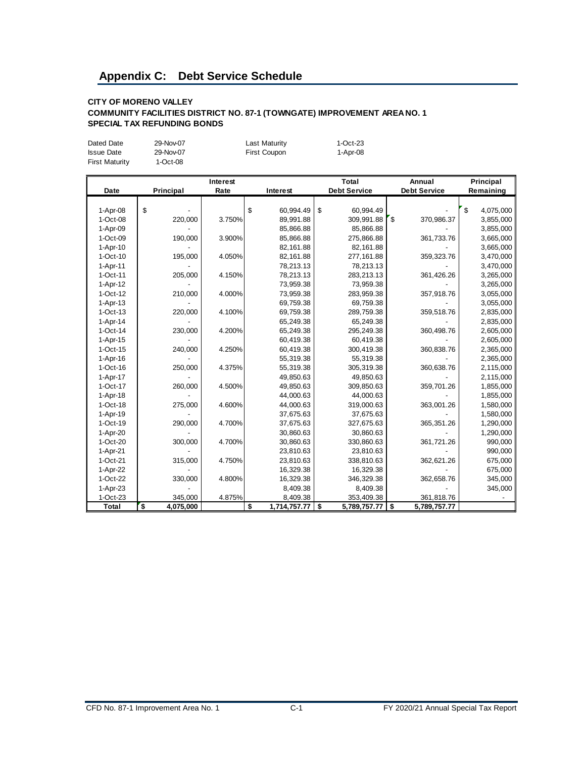# Appendix C: Debt Service Schedule

**CITY OF MORENO VALLEY**
**COMMUNITY FACILITIES DISTRICT NO. 87-1 (TOWNGATE) IMPROVEMENT AREA NO. 1**
**SPECIAL TAX REFUNDING BONDS**

| | | | |
|---|---|---|---|
| Dated Date | 29-Nov-07 | Last Maturity | 1-Oct-23 |
| Issue Date | 29-Nov-07 | First Coupon | 1-Apr-08 |
| First Maturity | 1-Oct-08 | | |

| Date | Principal | Interest Rate | Interest | Total Debt Service | Annual Debt Service | Principal Remaining |
|---|---|---|---|---|---|---|
| 1-Apr-08 | $ - | | $ 60,994.49 | $ 60,994.49 | - | $ 4,075,000 |
| 1-Oct-08 | 220,000 | 3.750% | 89,991.88 | 309,991.88 | $ 370,986.37 | 3,855,000 |
| 1-Apr-09 | - | | 85,866.88 | 85,866.88 | - | 3,855,000 |
| 1-Oct-09 | 190,000 | 3.900% | 85,866.88 | 275,866.88 | 361,733.76 | 3,665,000 |
| 1-Apr-10 | - | | 82,161.88 | 82,161.88 | - | 3,665,000 |
| 1-Oct-10 | 195,000 | 4.050% | 82,161.88 | 277,161.88 | 359,323.76 | 3,470,000 |
| 1-Apr-11 | - | | 78,213.13 | 78,213.13 | - | 3,470,000 |
| 1-Oct-11 | 205,000 | 4.150% | 78,213.13 | 283,213.13 | 361,426.26 | 3,265,000 |
| 1-Apr-12 | - | | 73,959.38 | 73,959.38 | - | 3,265,000 |
| 1-Oct-12 | 210,000 | 4.000% | 73,959.38 | 283,959.38 | 357,918.76 | 3,055,000 |
| 1-Apr-13 | - | | 69,759.38 | 69,759.38 | - | 3,055,000 |
| 1-Oct-13 | 220,000 | 4.100% | 69,759.38 | 289,759.38 | 359,518.76 | 2,835,000 |
| 1-Apr-14 | - | | 65,249.38 | 65,249.38 | - | 2,835,000 |
| 1-Oct-14 | 230,000 | 4.200% | 65,249.38 | 295,249.38 | 360,498.76 | 2,605,000 |
| 1-Apr-15 | - | | 60,419.38 | 60,419.38 | - | 2,605,000 |
| 1-Oct-15 | 240,000 | 4.250% | 60,419.38 | 300,419.38 | 360,838.76 | 2,365,000 |
| 1-Apr-16 | - | | 55,319.38 | 55,319.38 | - | 2,365,000 |
| 1-Oct-16 | 250,000 | 4.375% | 55,319.38 | 305,319.38 | 360,638.76 | 2,115,000 |
| 1-Apr-17 | - | | 49,850.63 | 49,850.63 | - | 2,115,000 |
| 1-Oct-17 | 260,000 | 4.500% | 49,850.63 | 309,850.63 | 359,701.26 | 1,855,000 |
| 1-Apr-18 | - | | 44,000.63 | 44,000.63 | - | 1,855,000 |
| 1-Oct-18 | 275,000 | 4.600% | 44,000.63 | 319,000.63 | 363,001.26 | 1,580,000 |
| 1-Apr-19 | - | | 37,675.63 | 37,675.63 | - | 1,580,000 |
| 1-Oct-19 | 290,000 | 4.700% | 37,675.63 | 327,675.63 | 365,351.26 | 1,290,000 |
| 1-Apr-20 | - | | 30,860.63 | 30,860.63 | - | 1,290,000 |
| 1-Oct-20 | 300,000 | 4.700% | 30,860.63 | 330,860.63 | 361,721.26 | 990,000 |
| 1-Apr-21 | - | | 23,810.63 | 23,810.63 | - | 990,000 |
| 1-Oct-21 | 315,000 | 4.750% | 23,810.63 | 338,810.63 | 362,621.26 | 675,000 |
| 1-Apr-22 | - | | 16,329.38 | 16,329.38 | - | 675,000 |
| 1-Oct-22 | 330,000 | 4.800% | 16,329.38 | 346,329.38 | 362,658.76 | 345,000 |
| 1-Apr-23 | - | | 8,409.38 | 8,409.38 | - | 345,000 |
| 1-Oct-23 | 345,000 | 4.875% | 8,409.38 | 353,409.38 | 361,818.76 | - |
| **Total** | **$ 4,075,000** | | **$ 1,714,757.77** | **$ 5,789,757.77** | **$ 5,789,757.77** | |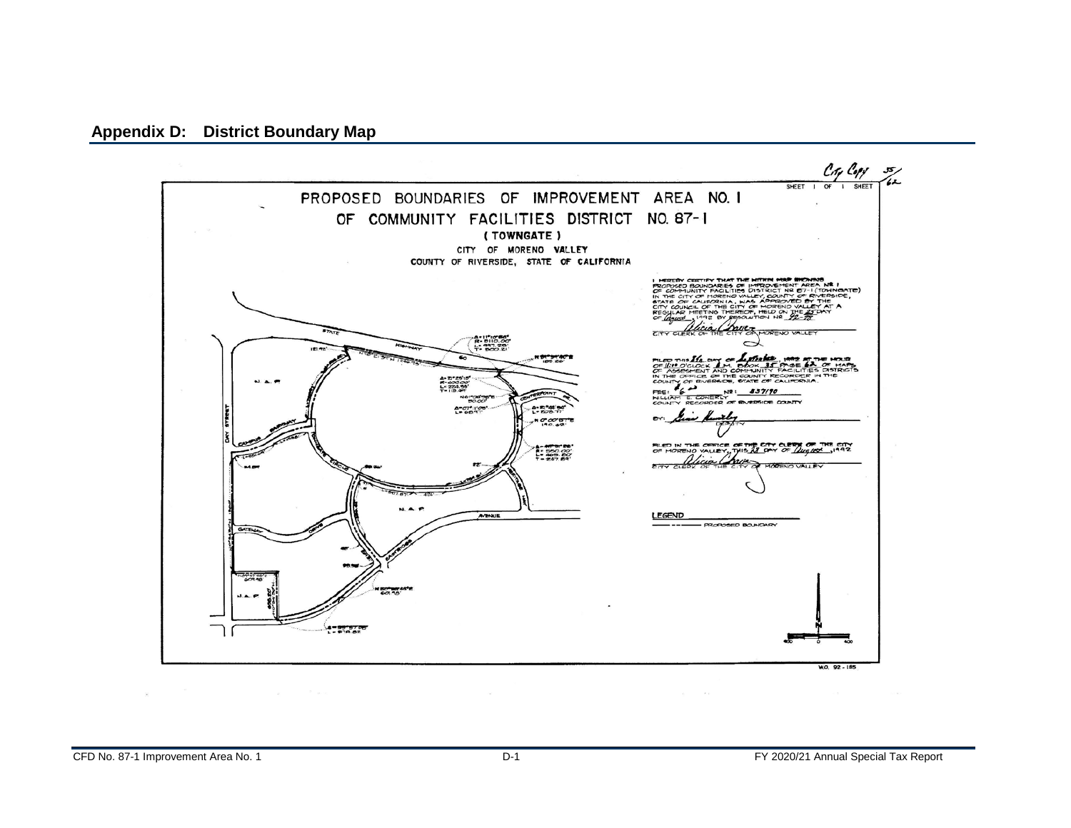## Appendix D: District Boundary Map

City Copy 35/62

SHEET 1 OF 1 SHEET

PROPOSED BOUNDARIES OF IMPROVEMENT AREA NO. 1
OF COMMUNITY FACILITIES DISTRICT NO. 87-1
(TOWNGATE)
CITY OF MORENO VALLEY
COUNTY OF RIVERSIDE, STATE OF CALIFORNIA

I HEREBY CERTIFY THAT THE WITHIN MAP SHOWING PROPOSED BOUNDARIES OF IMPROVEMENT AREA NO. 1 OF COMMUNITY FACILITIES DISTRICT NO 87-1 (TOWNGATE) IN THE CITY OF MORENO VALLEY, COUNTY OF RIVERSIDE, STATE OF CALIFORNIA, WAS APPROVED BY THE CITY COUNCIL OF THE CITY OF MORENO VALLEY AT A REGULAR MEETING THEREOF, HELD ON THE 25 DAY OF August, 1992 BY RESOLUTION NO 92-75

CITY CLERK OF THE CITY OF MORENO VALLEY

FILED THIS 16 DAY OF September, 1992 AT THE HOUR OF 11:10 O'CLOCK A.M. BOOK 35 PAGE 62 OF MAPS OF ASSESSMENT AND COMMUNITY FACILITIES DISTRICTS IN THE OFFICE OF THE COUNTY RECORDER IN THE COUNTY OF RIVERSIDE, STATE OF CALIFORNIA.

FEE: $6 NO: 337190
WILLIAM E. CONERLY
COUNTY RECORDER OF RIVERSIDE COUNTY

BY: DEPUTY

FILED IN THE OFFICE OF THE CITY CLERK OF THE CITY OF MORENO VALLEY, THIS 27 DAY OF August, 1992

CITY CLERK OF THE CITY OF MORENO VALLEY

LEGEND

— — — PROPOSED BOUNDARY

W.O. 92-185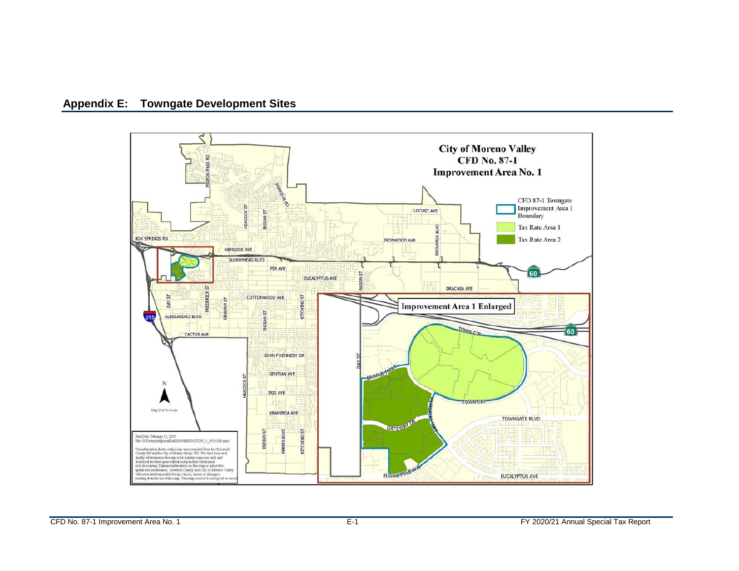## Appendix E: Towngate Development Sites

City of Moreno Valley
CFD No. 87-1
Improvement Area No. 1

CFD 87-1 Towngate Improvement Area 1 Boundary

Tax Rate Area 1

Tax Rate Area 2

Improvement Area 1 Enlarged

PIGEON PASS RD
PERRIS BLVD
HEACOCK ST
INDIAN ST
LOCUST AVE
REDLANDS BLVD
IRONWOOD AVE
BOX SPRINGS RD
HEMLOCK AVE
SUNNYMEAD BLVD
FIR AVE
EUCALYPTUS AVE
NASON ST
DRACAEA AVE
DAY ST
FREDERICK ST
GRAHAM ST
COTTONWOOD AVE
KITCHING ST
ALESSANDRO BLVD
CACTUS AVE
JOHN F KENNEDY DR
GENTIAN AVE
IRIS AVE
KRAMERIA AVE
60
215
TOWN CIR
CAMPUS PKWY
MEMORIAL WAY
GATEWAY DR
TOWNGATE BLVD
EUCALYPTUS AVE

N

Map Not To Scale

Print Date: February 11, 2019
File: G:\Divisions\SpecialDist\2019\MXD\CFD87_1_051519B.mxd

The information shown on this map was compiled from the Riverside County GIS and the City of Moreno Valley GIS. The land base and facility information on this map is for display purposes only and should not be relied upon without independent verification as to its accuracy. Data and information on this map is subject to update and modification. Riverside County and City of Moreno Valley will not be held responsible for any claims, losses or damages resulting from the use of this map. This map is not to be reccopied or resold